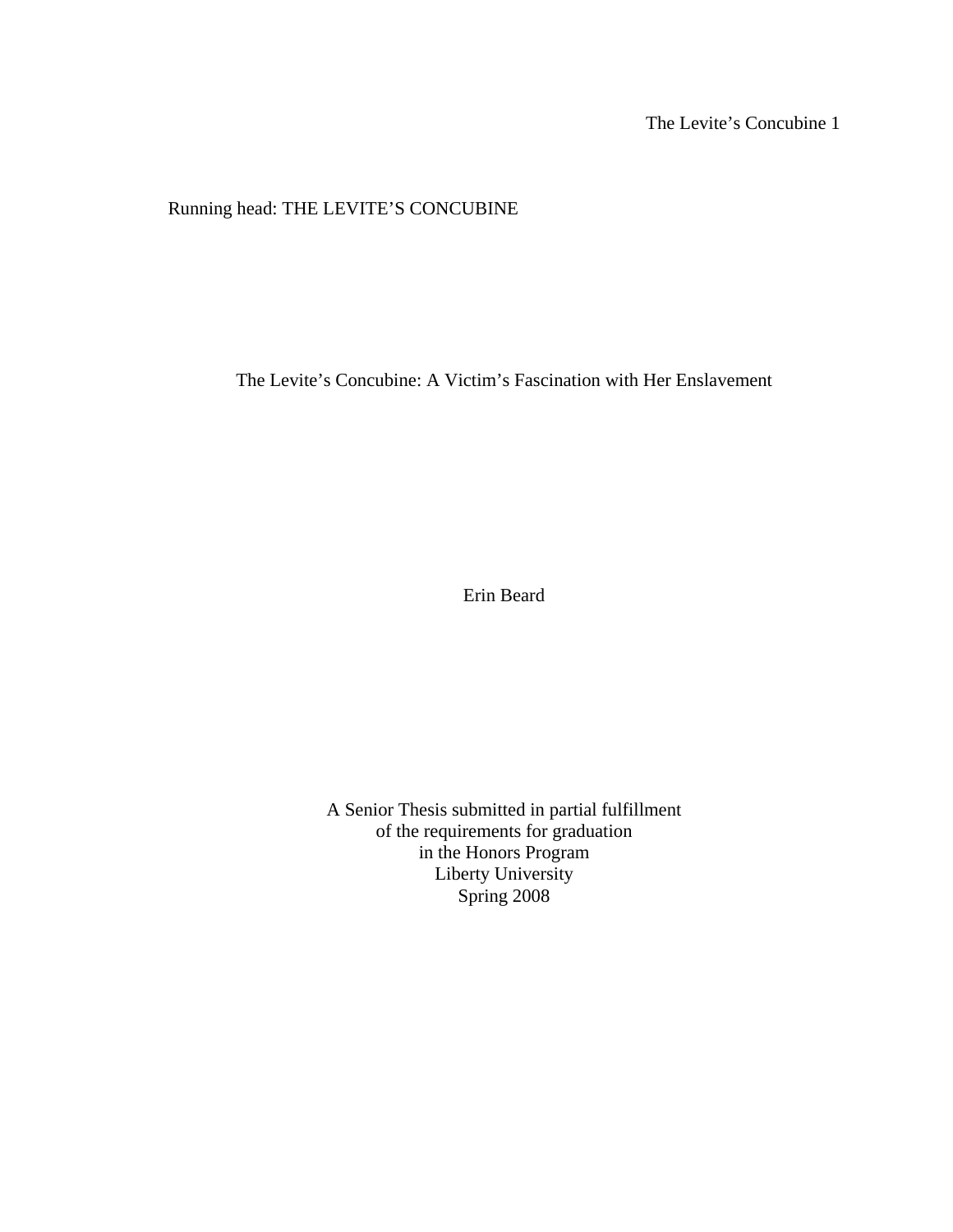Running head: THE LEVITE'S CONCUBINE

# The Levite's Concubine: A Victim's Fascination with Her Enslavement

Erin Beard

A Senior Thesis submitted in partial fulfillment
of the requirements for graduation
in the Honors Program
Liberty University
Spring 2008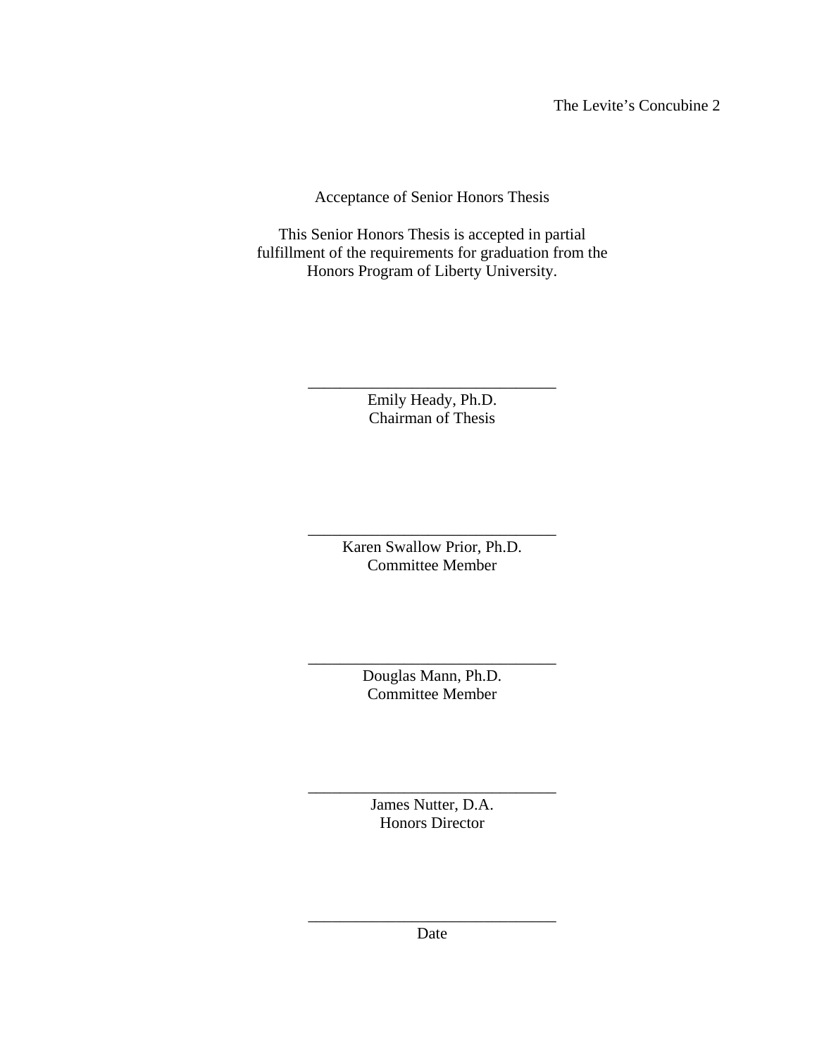Acceptance of Senior Honors Thesis

This Senior Honors Thesis is accepted in partial fulfillment of the requirements for graduation from the Honors Program of Liberty University.

______________________________
Emily Heady, Ph.D.
Chairman of Thesis

______________________________
Karen Swallow Prior, Ph.D.
Committee Member

______________________________
Douglas Mann, Ph.D.
Committee Member

______________________________
James Nutter, D.A.
Honors Director

______________________________
Date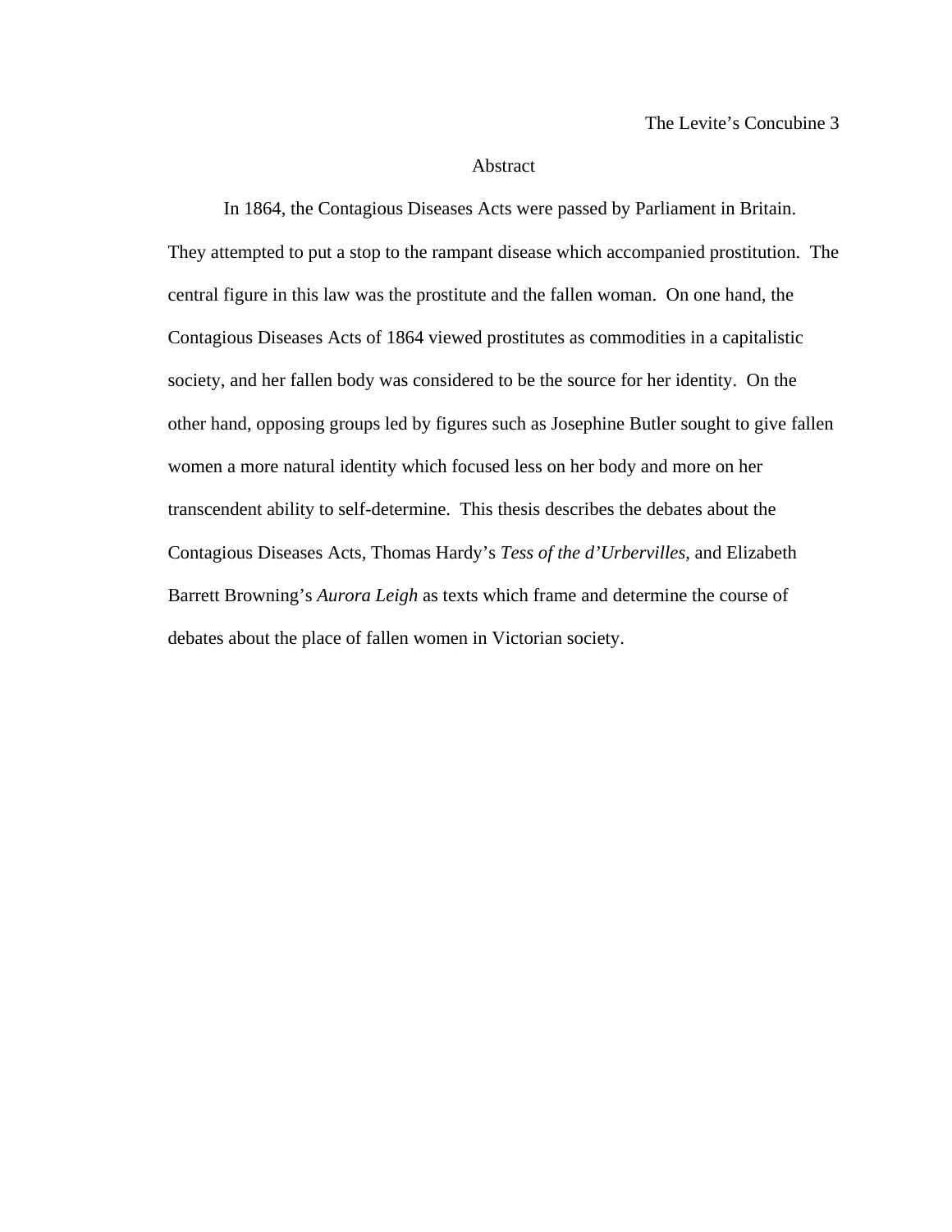# Abstract

In 1864, the Contagious Diseases Acts were passed by Parliament in Britain. They attempted to put a stop to the rampant disease which accompanied prostitution. The central figure in this law was the prostitute and the fallen woman. On one hand, the Contagious Diseases Acts of 1864 viewed prostitutes as commodities in a capitalistic society, and her fallen body was considered to be the source for her identity. On the other hand, opposing groups led by figures such as Josephine Butler sought to give fallen women a more natural identity which focused less on her body and more on her transcendent ability to self-determine. This thesis describes the debates about the Contagious Diseases Acts, Thomas Hardy's *Tess of the d'Urbervilles*, and Elizabeth Barrett Browning's *Aurora Leigh* as texts which frame and determine the course of debates about the place of fallen women in Victorian society.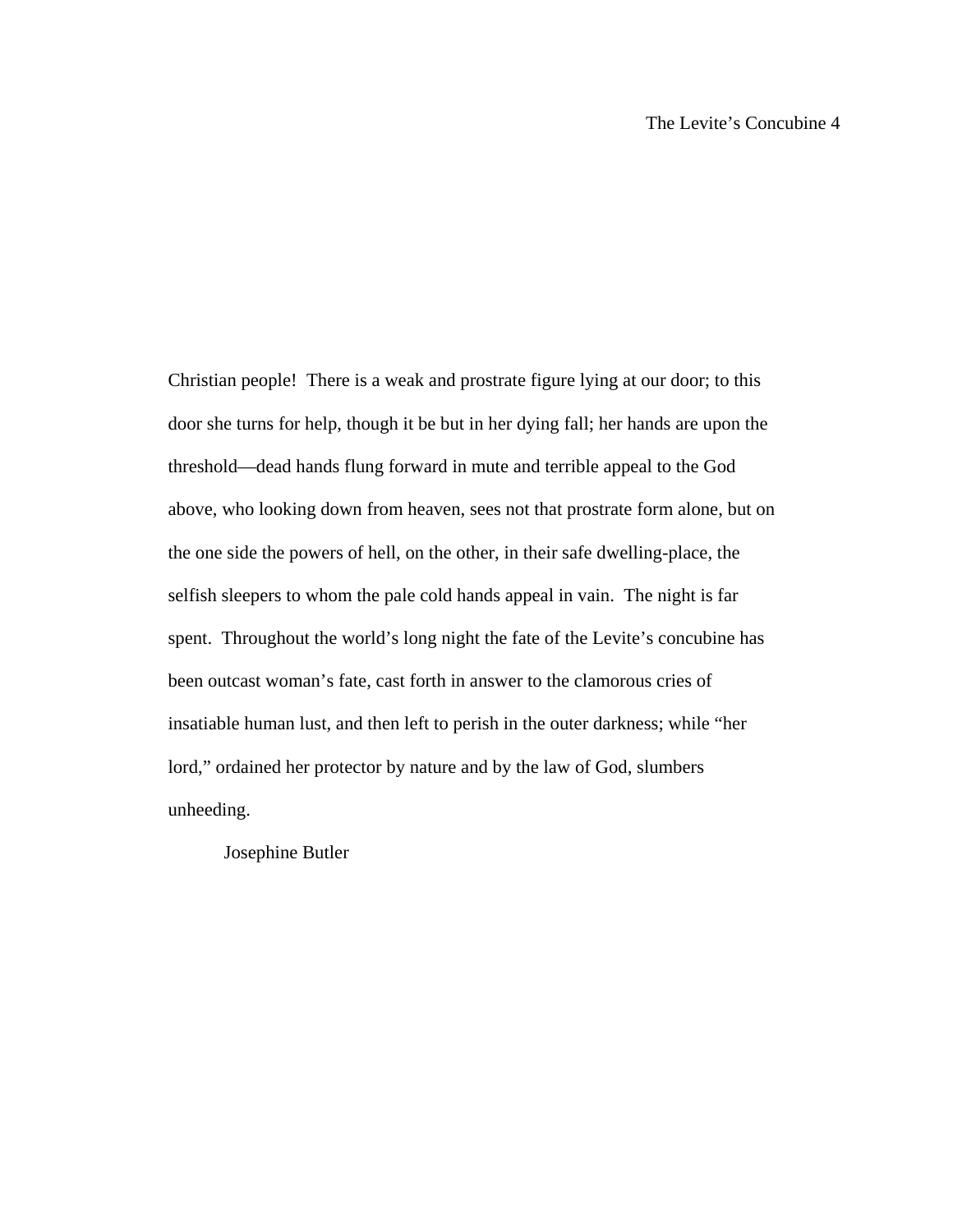Christian people!  There is a weak and prostrate figure lying at our door; to this door she turns for help, though it be but in her dying fall; her hands are upon the threshold—dead hands flung forward in mute and terrible appeal to the God above, who looking down from heaven, sees not that prostrate form alone, but on the one side the powers of hell, on the other, in their safe dwelling-place, the selfish sleepers to whom the pale cold hands appeal in vain.  The night is far spent.  Throughout the world's long night the fate of the Levite's concubine has been outcast woman's fate, cast forth in answer to the clamorous cries of insatiable human lust, and then left to perish in the outer darkness; while "her lord," ordained her protector by nature and by the law of God, slumbers unheeding.

Josephine Butler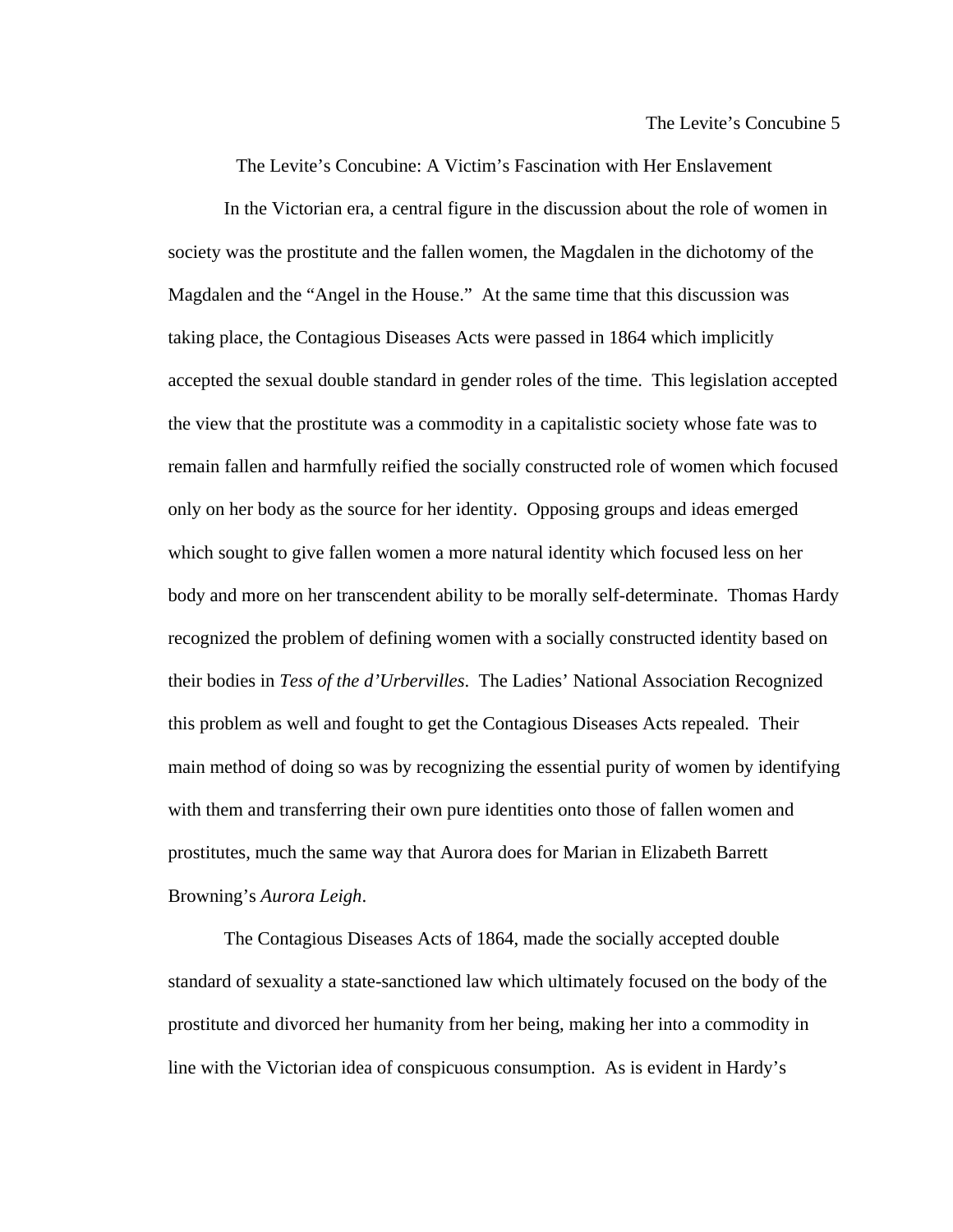# The Levite's Concubine: A Victim's Fascination with Her Enslavement

In the Victorian era, a central figure in the discussion about the role of women in society was the prostitute and the fallen women, the Magdalen in the dichotomy of the Magdalen and the "Angel in the House." At the same time that this discussion was taking place, the Contagious Diseases Acts were passed in 1864 which implicitly accepted the sexual double standard in gender roles of the time. This legislation accepted the view that the prostitute was a commodity in a capitalistic society whose fate was to remain fallen and harmfully reified the socially constructed role of women which focused only on her body as the source for her identity. Opposing groups and ideas emerged which sought to give fallen women a more natural identity which focused less on her body and more on her transcendent ability to be morally self-determinate. Thomas Hardy recognized the problem of defining women with a socially constructed identity based on their bodies in *Tess of the d'Urbervilles*. The Ladies' National Association Recognized this problem as well and fought to get the Contagious Diseases Acts repealed. Their main method of doing so was by recognizing the essential purity of women by identifying with them and transferring their own pure identities onto those of fallen women and prostitutes, much the same way that Aurora does for Marian in Elizabeth Barrett Browning's *Aurora Leigh*.

The Contagious Diseases Acts of 1864, made the socially accepted double standard of sexuality a state-sanctioned law which ultimately focused on the body of the prostitute and divorced her humanity from her being, making her into a commodity in line with the Victorian idea of conspicuous consumption. As is evident in Hardy's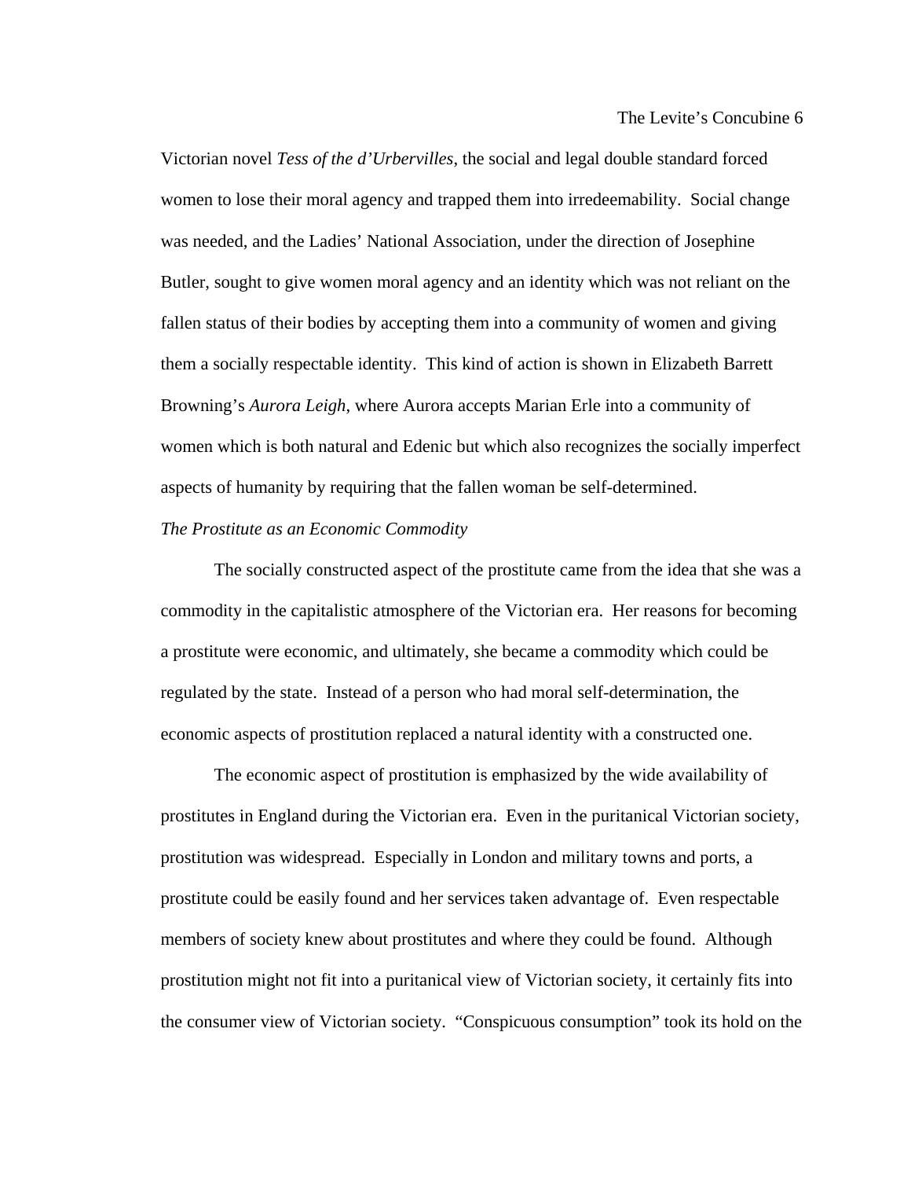Victorian novel *Tess of the d'Urbervilles*, the social and legal double standard forced women to lose their moral agency and trapped them into irredeemability. Social change was needed, and the Ladies' National Association, under the direction of Josephine Butler, sought to give women moral agency and an identity which was not reliant on the fallen status of their bodies by accepting them into a community of women and giving them a socially respectable identity. This kind of action is shown in Elizabeth Barrett Browning's *Aurora Leigh*, where Aurora accepts Marian Erle into a community of women which is both natural and Edenic but which also recognizes the socially imperfect aspects of humanity by requiring that the fallen woman be self-determined.

*The Prostitute as an Economic Commodity*

The socially constructed aspect of the prostitute came from the idea that she was a commodity in the capitalistic atmosphere of the Victorian era. Her reasons for becoming a prostitute were economic, and ultimately, she became a commodity which could be regulated by the state. Instead of a person who had moral self-determination, the economic aspects of prostitution replaced a natural identity with a constructed one.

The economic aspect of prostitution is emphasized by the wide availability of prostitutes in England during the Victorian era. Even in the puritanical Victorian society, prostitution was widespread. Especially in London and military towns and ports, a prostitute could be easily found and her services taken advantage of. Even respectable members of society knew about prostitutes and where they could be found. Although prostitution might not fit into a puritanical view of Victorian society, it certainly fits into the consumer view of Victorian society. "Conspicuous consumption" took its hold on the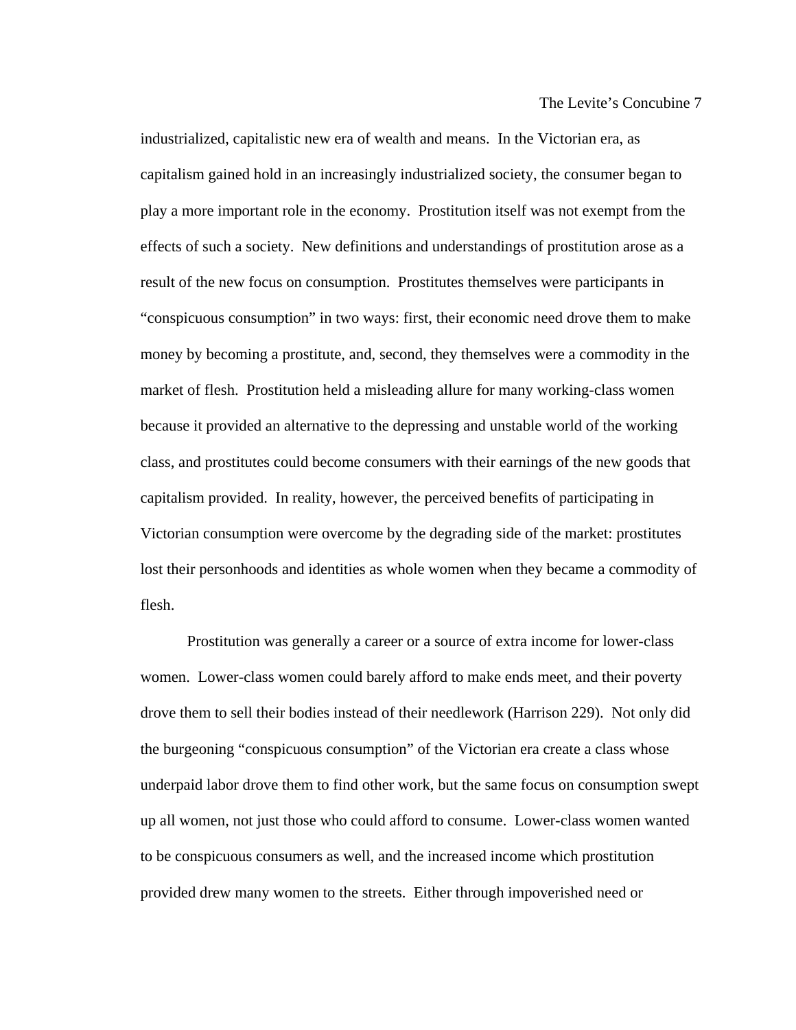industrialized, capitalistic new era of wealth and means. In the Victorian era, as capitalism gained hold in an increasingly industrialized society, the consumer began to play a more important role in the economy. Prostitution itself was not exempt from the effects of such a society. New definitions and understandings of prostitution arose as a result of the new focus on consumption. Prostitutes themselves were participants in "conspicuous consumption" in two ways: first, their economic need drove them to make money by becoming a prostitute, and, second, they themselves were a commodity in the market of flesh. Prostitution held a misleading allure for many working-class women because it provided an alternative to the depressing and unstable world of the working class, and prostitutes could become consumers with their earnings of the new goods that capitalism provided. In reality, however, the perceived benefits of participating in Victorian consumption were overcome by the degrading side of the market: prostitutes lost their personhoods and identities as whole women when they became a commodity of flesh.

Prostitution was generally a career or a source of extra income for lower-class women. Lower-class women could barely afford to make ends meet, and their poverty drove them to sell their bodies instead of their needlework (Harrison 229). Not only did the burgeoning "conspicuous consumption" of the Victorian era create a class whose underpaid labor drove them to find other work, but the same focus on consumption swept up all women, not just those who could afford to consume. Lower-class women wanted to be conspicuous consumers as well, and the increased income which prostitution provided drew many women to the streets. Either through impoverished need or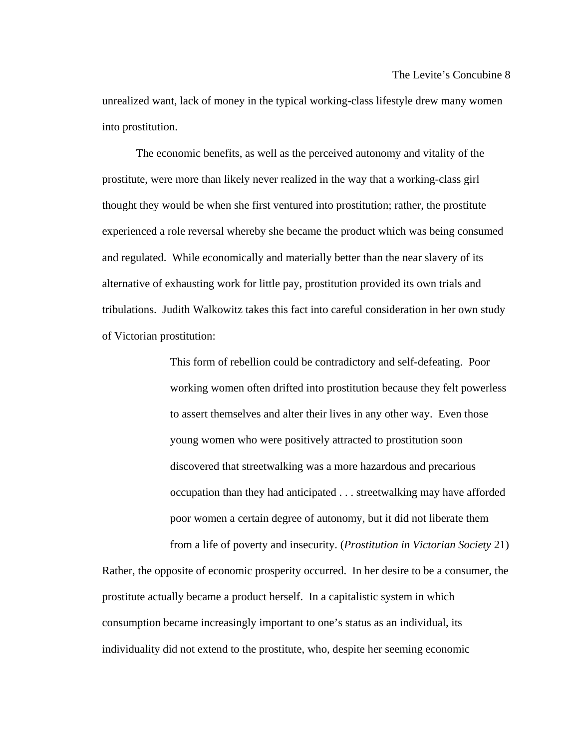unrealized want, lack of money in the typical working-class lifestyle drew many women into prostitution.

The economic benefits, as well as the perceived autonomy and vitality of the prostitute, were more than likely never realized in the way that a working-class girl thought they would be when she first ventured into prostitution; rather, the prostitute experienced a role reversal whereby she became the product which was being consumed and regulated. While economically and materially better than the near slavery of its alternative of exhausting work for little pay, prostitution provided its own trials and tribulations. Judith Walkowitz takes this fact into careful consideration in her own study of Victorian prostitution:

> This form of rebellion could be contradictory and self-defeating. Poor working women often drifted into prostitution because they felt powerless to assert themselves and alter their lives in any other way. Even those young women who were positively attracted to prostitution soon discovered that streetwalking was a more hazardous and precarious occupation than they had anticipated . . . streetwalking may have afforded poor women a certain degree of autonomy, but it did not liberate them from a life of poverty and insecurity. (*Prostitution in Victorian Society* 21)

Rather, the opposite of economic prosperity occurred. In her desire to be a consumer, the prostitute actually became a product herself. In a capitalistic system in which consumption became increasingly important to one's status as an individual, its individuality did not extend to the prostitute, who, despite her seeming economic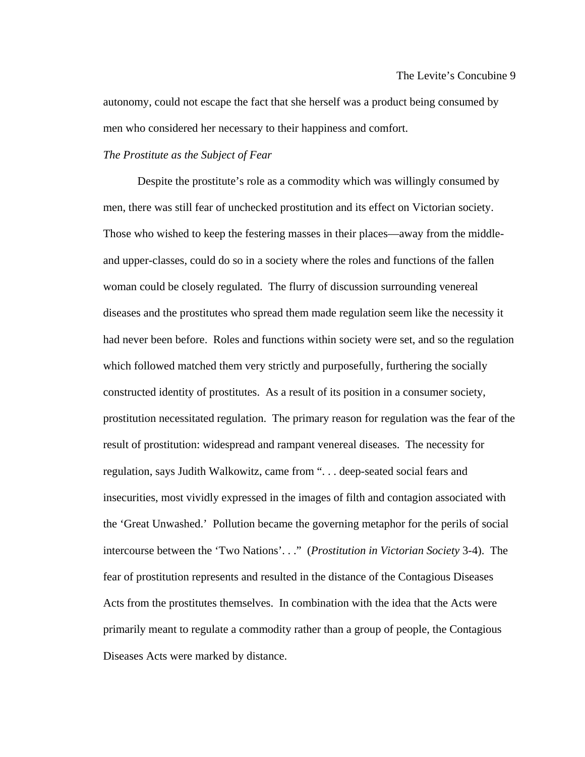autonomy, could not escape the fact that she herself was a product being consumed by men who considered her necessary to their happiness and comfort.

### *The Prostitute as the Subject of Fear*

Despite the prostitute's role as a commodity which was willingly consumed by men, there was still fear of unchecked prostitution and its effect on Victorian society. Those who wished to keep the festering masses in their places—away from the middle- and upper-classes, could do so in a society where the roles and functions of the fallen woman could be closely regulated. The flurry of discussion surrounding venereal diseases and the prostitutes who spread them made regulation seem like the necessity it had never been before. Roles and functions within society were set, and so the regulation which followed matched them very strictly and purposefully, furthering the socially constructed identity of prostitutes. As a result of its position in a consumer society, prostitution necessitated regulation. The primary reason for regulation was the fear of the result of prostitution: widespread and rampant venereal diseases. The necessity for regulation, says Judith Walkowitz, came from ". . . deep-seated social fears and insecurities, most vividly expressed in the images of filth and contagion associated with the 'Great Unwashed.' Pollution became the governing metaphor for the perils of social intercourse between the 'Two Nations'. . ." (*Prostitution in Victorian Society* 3-4). The fear of prostitution represents and resulted in the distance of the Contagious Diseases Acts from the prostitutes themselves. In combination with the idea that the Acts were primarily meant to regulate a commodity rather than a group of people, the Contagious Diseases Acts were marked by distance.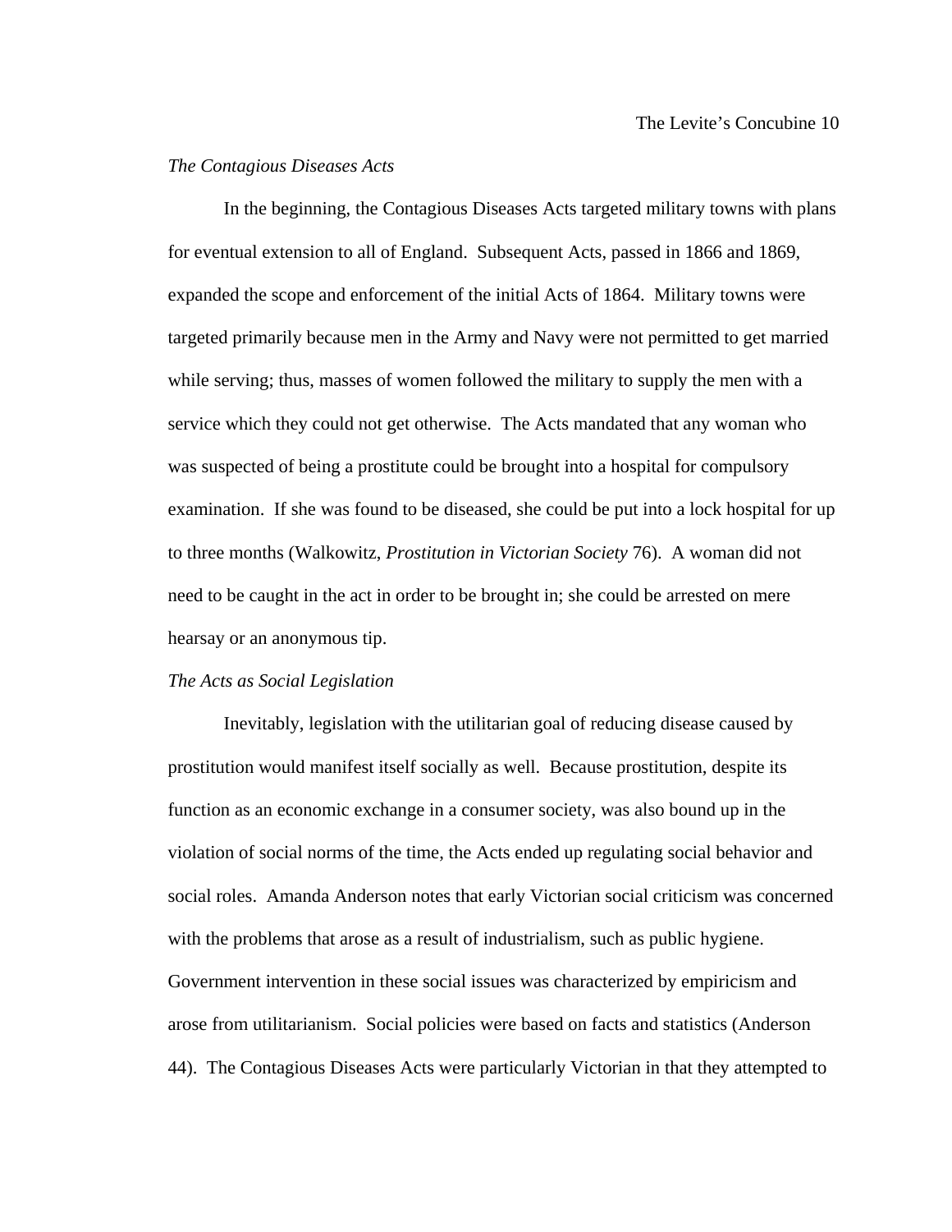*The Contagious Diseases Acts*

In the beginning, the Contagious Diseases Acts targeted military towns with plans for eventual extension to all of England. Subsequent Acts, passed in 1866 and 1869, expanded the scope and enforcement of the initial Acts of 1864. Military towns were targeted primarily because men in the Army and Navy were not permitted to get married while serving; thus, masses of women followed the military to supply the men with a service which they could not get otherwise. The Acts mandated that any woman who was suspected of being a prostitute could be brought into a hospital for compulsory examination. If she was found to be diseased, she could be put into a lock hospital for up to three months (Walkowitz, *Prostitution in Victorian Society* 76). A woman did not need to be caught in the act in order to be brought in; she could be arrested on mere hearsay or an anonymous tip.

*The Acts as Social Legislation*

Inevitably, legislation with the utilitarian goal of reducing disease caused by prostitution would manifest itself socially as well. Because prostitution, despite its function as an economic exchange in a consumer society, was also bound up in the violation of social norms of the time, the Acts ended up regulating social behavior and social roles. Amanda Anderson notes that early Victorian social criticism was concerned with the problems that arose as a result of industrialism, such as public hygiene. Government intervention in these social issues was characterized by empiricism and arose from utilitarianism. Social policies were based on facts and statistics (Anderson 44). The Contagious Diseases Acts were particularly Victorian in that they attempted to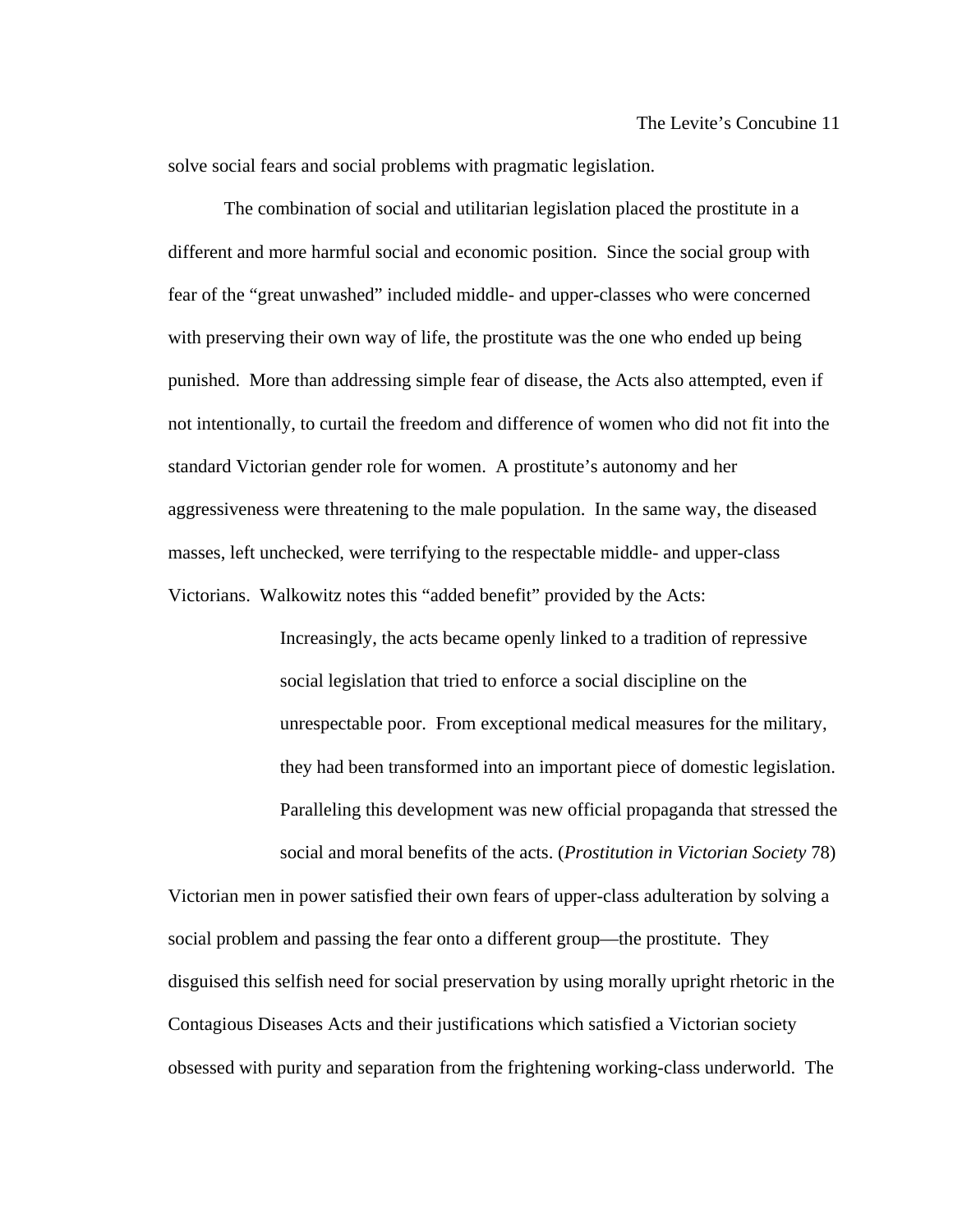solve social fears and social problems with pragmatic legislation.

The combination of social and utilitarian legislation placed the prostitute in a different and more harmful social and economic position. Since the social group with fear of the "great unwashed" included middle- and upper-classes who were concerned with preserving their own way of life, the prostitute was the one who ended up being punished. More than addressing simple fear of disease, the Acts also attempted, even if not intentionally, to curtail the freedom and difference of women who did not fit into the standard Victorian gender role for women. A prostitute's autonomy and her aggressiveness were threatening to the male population. In the same way, the diseased masses, left unchecked, were terrifying to the respectable middle- and upper-class Victorians. Walkowitz notes this "added benefit" provided by the Acts:

> Increasingly, the acts became openly linked to a tradition of repressive social legislation that tried to enforce a social discipline on the unrespectable poor. From exceptional medical measures for the military, they had been transformed into an important piece of domestic legislation. Paralleling this development was new official propaganda that stressed the social and moral benefits of the acts. (*Prostitution in Victorian Society* 78)

Victorian men in power satisfied their own fears of upper-class adulteration by solving a social problem and passing the fear onto a different group—the prostitute. They disguised this selfish need for social preservation by using morally upright rhetoric in the Contagious Diseases Acts and their justifications which satisfied a Victorian society obsessed with purity and separation from the frightening working-class underworld. The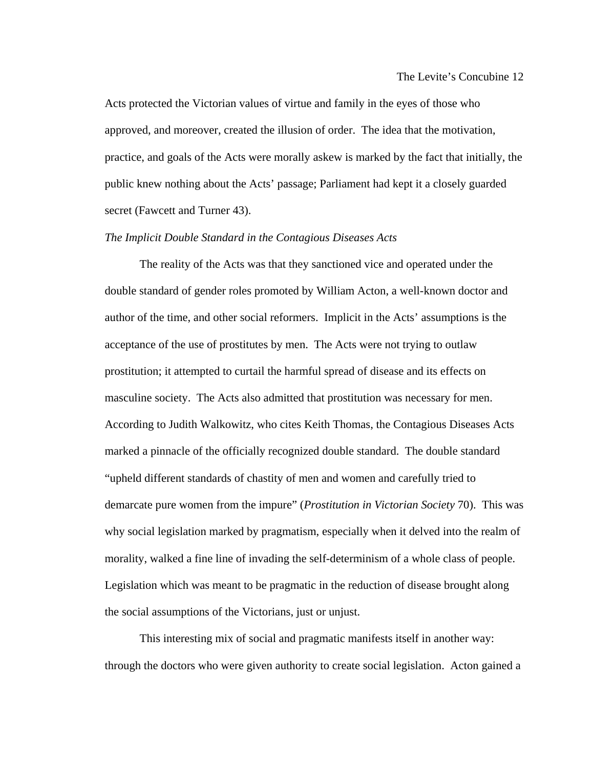Acts protected the Victorian values of virtue and family in the eyes of those who approved, and moreover, created the illusion of order. The idea that the motivation, practice, and goals of the Acts were morally askew is marked by the fact that initially, the public knew nothing about the Acts' passage; Parliament had kept it a closely guarded secret (Fawcett and Turner 43).

*The Implicit Double Standard in the Contagious Diseases Acts*

The reality of the Acts was that they sanctioned vice and operated under the double standard of gender roles promoted by William Acton, a well-known doctor and author of the time, and other social reformers. Implicit in the Acts' assumptions is the acceptance of the use of prostitutes by men. The Acts were not trying to outlaw prostitution; it attempted to curtail the harmful spread of disease and its effects on masculine society. The Acts also admitted that prostitution was necessary for men. According to Judith Walkowitz, who cites Keith Thomas, the Contagious Diseases Acts marked a pinnacle of the officially recognized double standard. The double standard "upheld different standards of chastity of men and women and carefully tried to demarcate pure women from the impure" (*Prostitution in Victorian Society* 70). This was why social legislation marked by pragmatism, especially when it delved into the realm of morality, walked a fine line of invading the self-determinism of a whole class of people. Legislation which was meant to be pragmatic in the reduction of disease brought along the social assumptions of the Victorians, just or unjust.

This interesting mix of social and pragmatic manifests itself in another way: through the doctors who were given authority to create social legislation. Acton gained a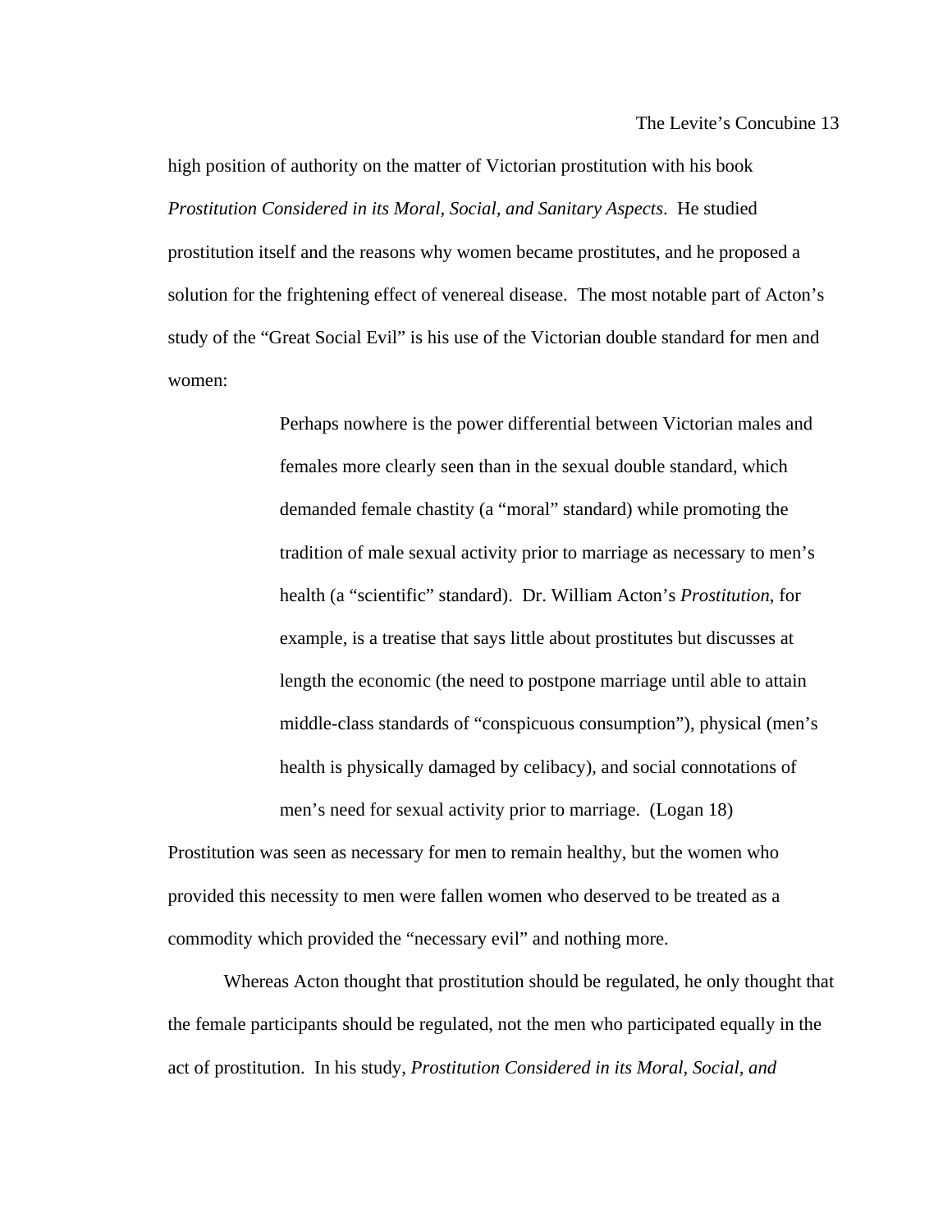high position of authority on the matter of Victorian prostitution with his book *Prostitution Considered in its Moral, Social, and Sanitary Aspects*. He studied prostitution itself and the reasons why women became prostitutes, and he proposed a solution for the frightening effect of venereal disease. The most notable part of Acton's study of the "Great Social Evil" is his use of the Victorian double standard for men and women:

> Perhaps nowhere is the power differential between Victorian males and females more clearly seen than in the sexual double standard, which demanded female chastity (a "moral" standard) while promoting the tradition of male sexual activity prior to marriage as necessary to men's health (a "scientific" standard). Dr. William Acton's *Prostitution*, for example, is a treatise that says little about prostitutes but discusses at length the economic (the need to postpone marriage until able to attain middle-class standards of "conspicuous consumption"), physical (men's health is physically damaged by celibacy), and social connotations of men's need for sexual activity prior to marriage. (Logan 18)

Prostitution was seen as necessary for men to remain healthy, but the women who provided this necessity to men were fallen women who deserved to be treated as a commodity which provided the "necessary evil" and nothing more.

Whereas Acton thought that prostitution should be regulated, he only thought that the female participants should be regulated, not the men who participated equally in the act of prostitution. In his study, *Prostitution Considered in its Moral, Social, and*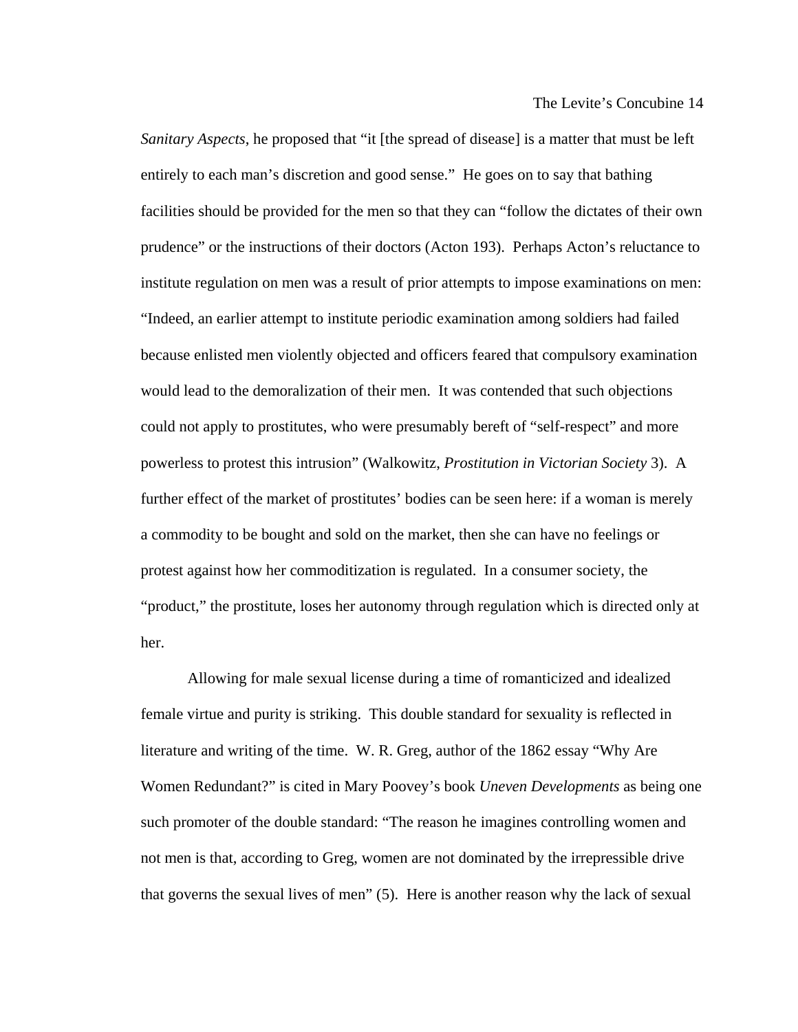*Sanitary Aspects*, he proposed that "it [the spread of disease] is a matter that must be left entirely to each man's discretion and good sense." He goes on to say that bathing facilities should be provided for the men so that they can "follow the dictates of their own prudence" or the instructions of their doctors (Acton 193). Perhaps Acton's reluctance to institute regulation on men was a result of prior attempts to impose examinations on men: "Indeed, an earlier attempt to institute periodic examination among soldiers had failed because enlisted men violently objected and officers feared that compulsory examination would lead to the demoralization of their men. It was contended that such objections could not apply to prostitutes, who were presumably bereft of "self-respect" and more powerless to protest this intrusion" (Walkowitz, *Prostitution in Victorian Society* 3). A further effect of the market of prostitutes' bodies can be seen here: if a woman is merely a commodity to be bought and sold on the market, then she can have no feelings or protest against how her commoditization is regulated. In a consumer society, the "product," the prostitute, loses her autonomy through regulation which is directed only at her.

Allowing for male sexual license during a time of romanticized and idealized female virtue and purity is striking. This double standard for sexuality is reflected in literature and writing of the time. W. R. Greg, author of the 1862 essay "Why Are Women Redundant?" is cited in Mary Poovey's book *Uneven Developments* as being one such promoter of the double standard: "The reason he imagines controlling women and not men is that, according to Greg, women are not dominated by the irrepressible drive that governs the sexual lives of men" (5). Here is another reason why the lack of sexual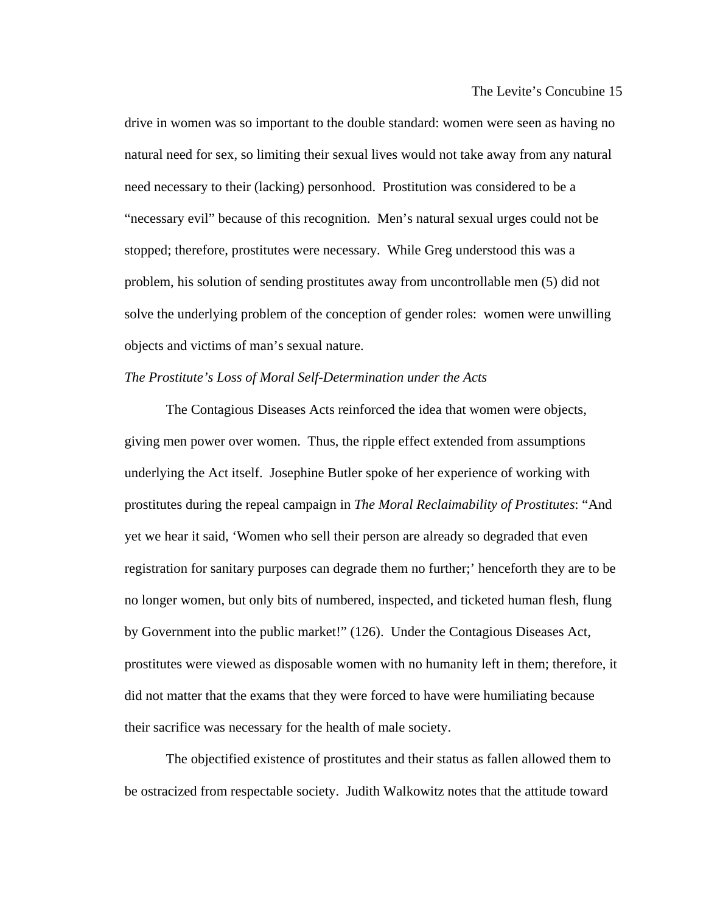drive in women was so important to the double standard: women were seen as having no natural need for sex, so limiting their sexual lives would not take away from any natural need necessary to their (lacking) personhood. Prostitution was considered to be a "necessary evil" because of this recognition. Men's natural sexual urges could not be stopped; therefore, prostitutes were necessary. While Greg understood this was a problem, his solution of sending prostitutes away from uncontrollable men (5) did not solve the underlying problem of the conception of gender roles: women were unwilling objects and victims of man's sexual nature.

*The Prostitute's Loss of Moral Self-Determination under the Acts*

The Contagious Diseases Acts reinforced the idea that women were objects, giving men power over women. Thus, the ripple effect extended from assumptions underlying the Act itself. Josephine Butler spoke of her experience of working with prostitutes during the repeal campaign in *The Moral Reclaimability of Prostitutes*: "And yet we hear it said, 'Women who sell their person are already so degraded that even registration for sanitary purposes can degrade them no further;' henceforth they are to be no longer women, but only bits of numbered, inspected, and ticketed human flesh, flung by Government into the public market!" (126). Under the Contagious Diseases Act, prostitutes were viewed as disposable women with no humanity left in them; therefore, it did not matter that the exams that they were forced to have were humiliating because their sacrifice was necessary for the health of male society.

The objectified existence of prostitutes and their status as fallen allowed them to be ostracized from respectable society. Judith Walkowitz notes that the attitude toward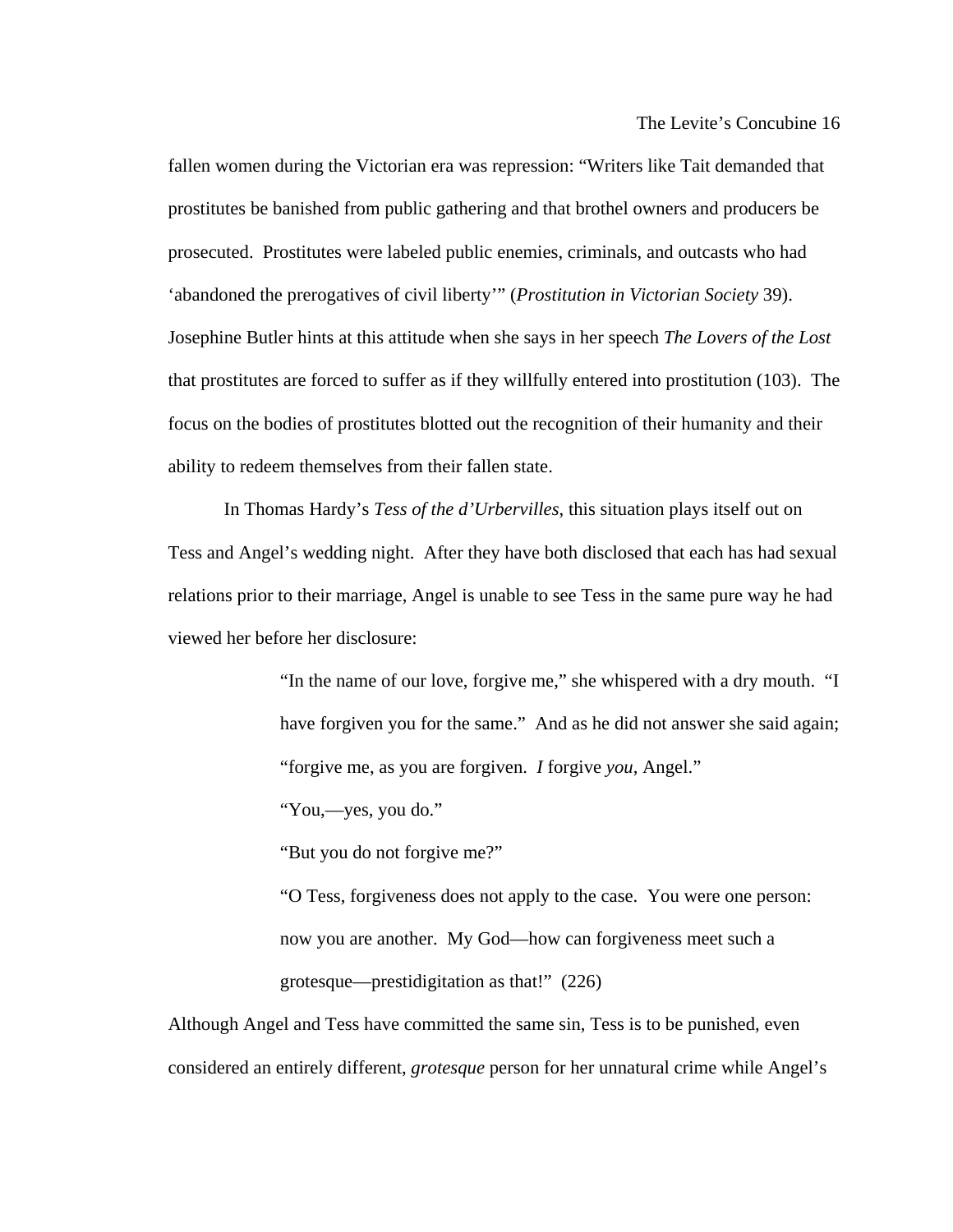fallen women during the Victorian era was repression: "Writers like Tait demanded that prostitutes be banished from public gathering and that brothel owners and producers be prosecuted. Prostitutes were labeled public enemies, criminals, and outcasts who had 'abandoned the prerogatives of civil liberty'" (*Prostitution in Victorian Society* 39). Josephine Butler hints at this attitude when she says in her speech *The Lovers of the Lost* that prostitutes are forced to suffer as if they willfully entered into prostitution (103). The focus on the bodies of prostitutes blotted out the recognition of their humanity and their ability to redeem themselves from their fallen state.

In Thomas Hardy's *Tess of the d'Urbervilles*, this situation plays itself out on Tess and Angel's wedding night. After they have both disclosed that each has had sexual relations prior to their marriage, Angel is unable to see Tess in the same pure way he had viewed her before her disclosure:

> "In the name of our love, forgive me," she whispered with a dry mouth. "I have forgiven you for the same." And as he did not answer she said again; "forgive me, as you are forgiven. *I* forgive *you*, Angel."
>
> "You,—yes, you do."
>
> "But you do not forgive me?"
>
> "O Tess, forgiveness does not apply to the case. You were one person: now you are another. My God—how can forgiveness meet such a grotesque—prestidigitation as that!" (226)

Although Angel and Tess have committed the same sin, Tess is to be punished, even considered an entirely different, *grotesque* person for her unnatural crime while Angel's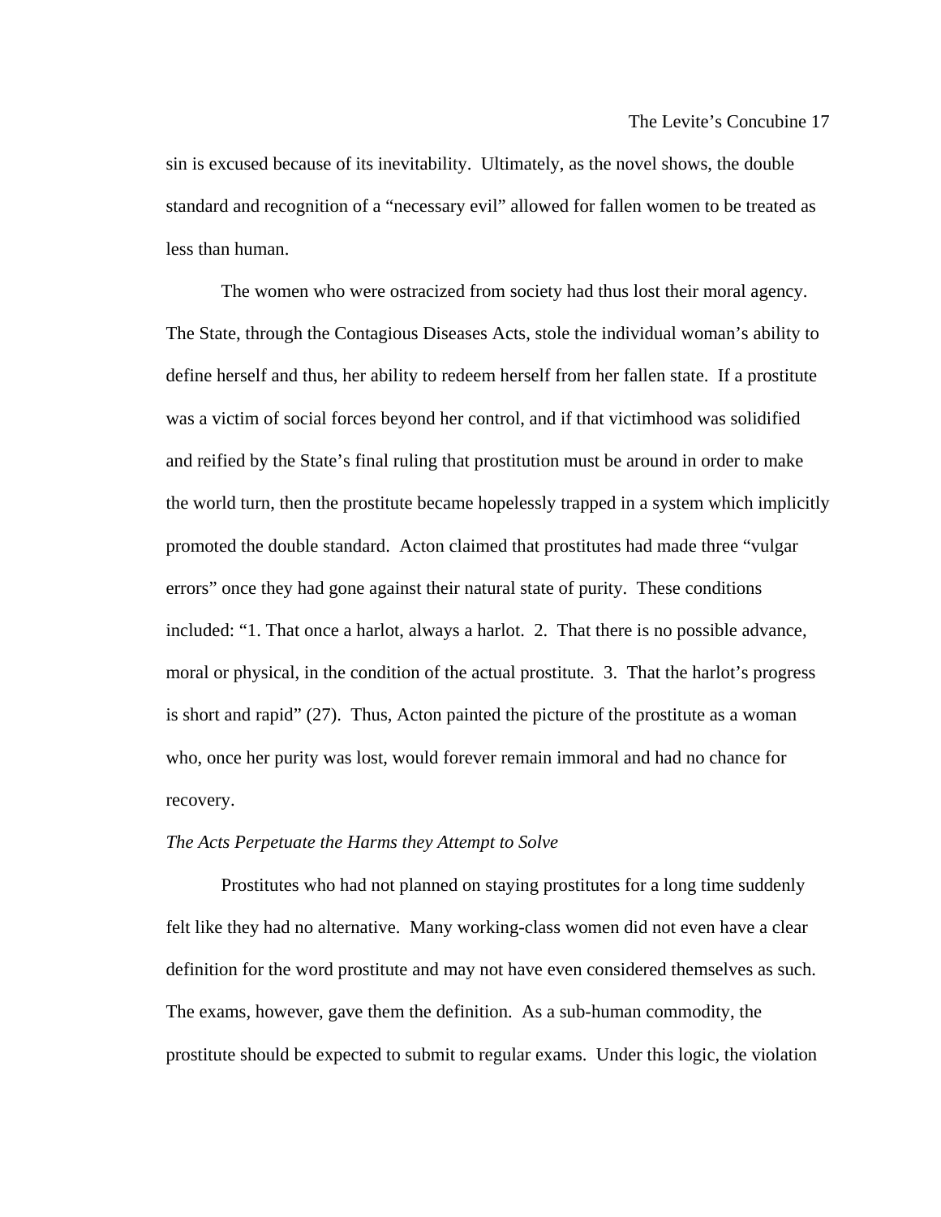sin is excused because of its inevitability. Ultimately, as the novel shows, the double standard and recognition of a "necessary evil" allowed for fallen women to be treated as less than human.

The women who were ostracized from society had thus lost their moral agency. The State, through the Contagious Diseases Acts, stole the individual woman's ability to define herself and thus, her ability to redeem herself from her fallen state. If a prostitute was a victim of social forces beyond her control, and if that victimhood was solidified and reified by the State's final ruling that prostitution must be around in order to make the world turn, then the prostitute became hopelessly trapped in a system which implicitly promoted the double standard. Acton claimed that prostitutes had made three "vulgar errors" once they had gone against their natural state of purity. These conditions included: "1. That once a harlot, always a harlot. 2. That there is no possible advance, moral or physical, in the condition of the actual prostitute. 3. That the harlot's progress is short and rapid" (27). Thus, Acton painted the picture of the prostitute as a woman who, once her purity was lost, would forever remain immoral and had no chance for recovery.

*The Acts Perpetuate the Harms they Attempt to Solve*

Prostitutes who had not planned on staying prostitutes for a long time suddenly felt like they had no alternative. Many working-class women did not even have a clear definition for the word prostitute and may not have even considered themselves as such. The exams, however, gave them the definition. As a sub-human commodity, the prostitute should be expected to submit to regular exams. Under this logic, the violation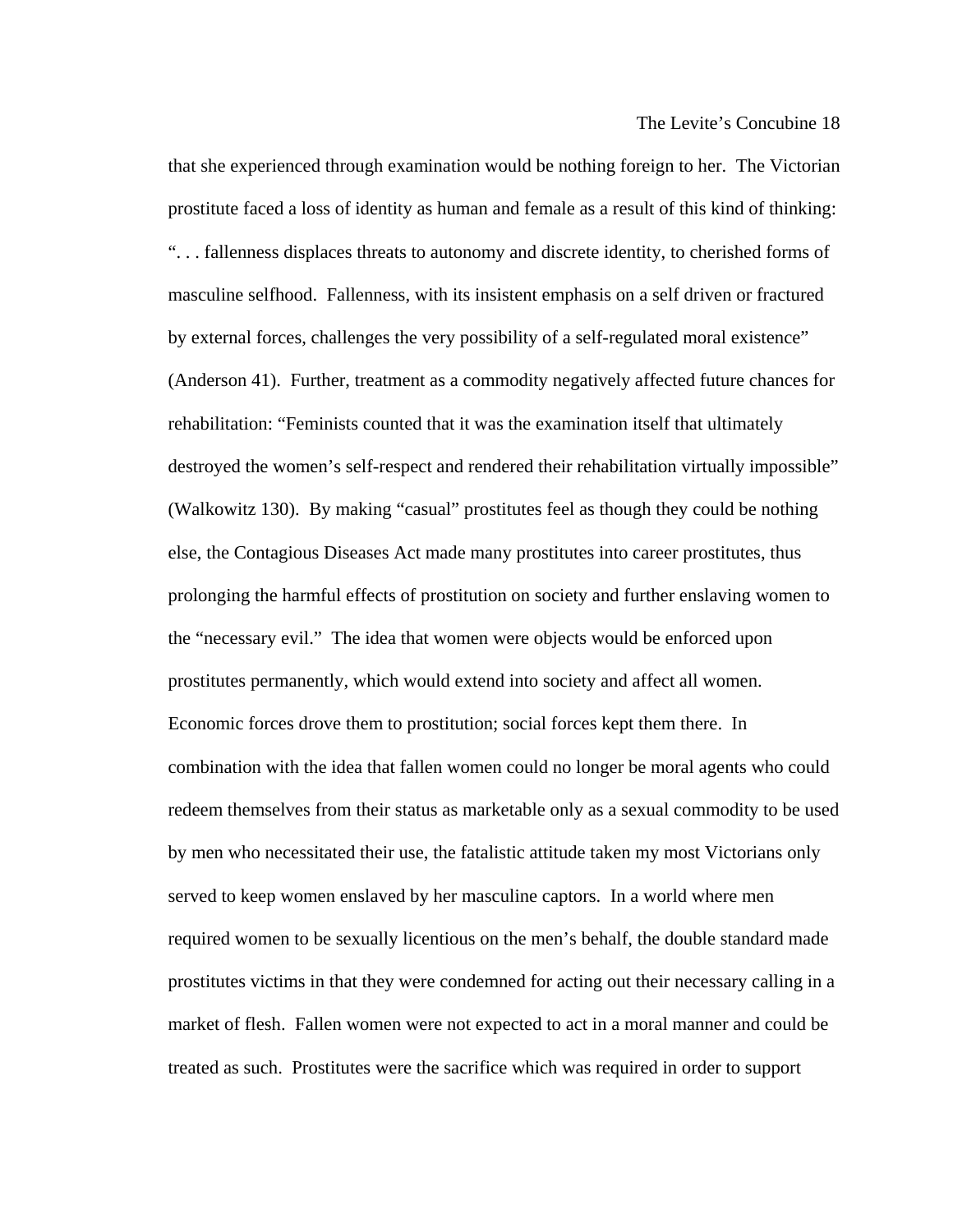that she experienced through examination would be nothing foreign to her. The Victorian prostitute faced a loss of identity as human and female as a result of this kind of thinking: ". . . fallenness displaces threats to autonomy and discrete identity, to cherished forms of masculine selfhood. Fallenness, with its insistent emphasis on a self driven or fractured by external forces, challenges the very possibility of a self-regulated moral existence" (Anderson 41). Further, treatment as a commodity negatively affected future chances for rehabilitation: "Feminists counted that it was the examination itself that ultimately destroyed the women's self-respect and rendered their rehabilitation virtually impossible" (Walkowitz 130). By making "casual" prostitutes feel as though they could be nothing else, the Contagious Diseases Act made many prostitutes into career prostitutes, thus prolonging the harmful effects of prostitution on society and further enslaving women to the "necessary evil." The idea that women were objects would be enforced upon prostitutes permanently, which would extend into society and affect all women. Economic forces drove them to prostitution; social forces kept them there. In combination with the idea that fallen women could no longer be moral agents who could redeem themselves from their status as marketable only as a sexual commodity to be used by men who necessitated their use, the fatalistic attitude taken my most Victorians only served to keep women enslaved by her masculine captors. In a world where men required women to be sexually licentious on the men's behalf, the double standard made prostitutes victims in that they were condemned for acting out their necessary calling in a market of flesh. Fallen women were not expected to act in a moral manner and could be treated as such. Prostitutes were the sacrifice which was required in order to support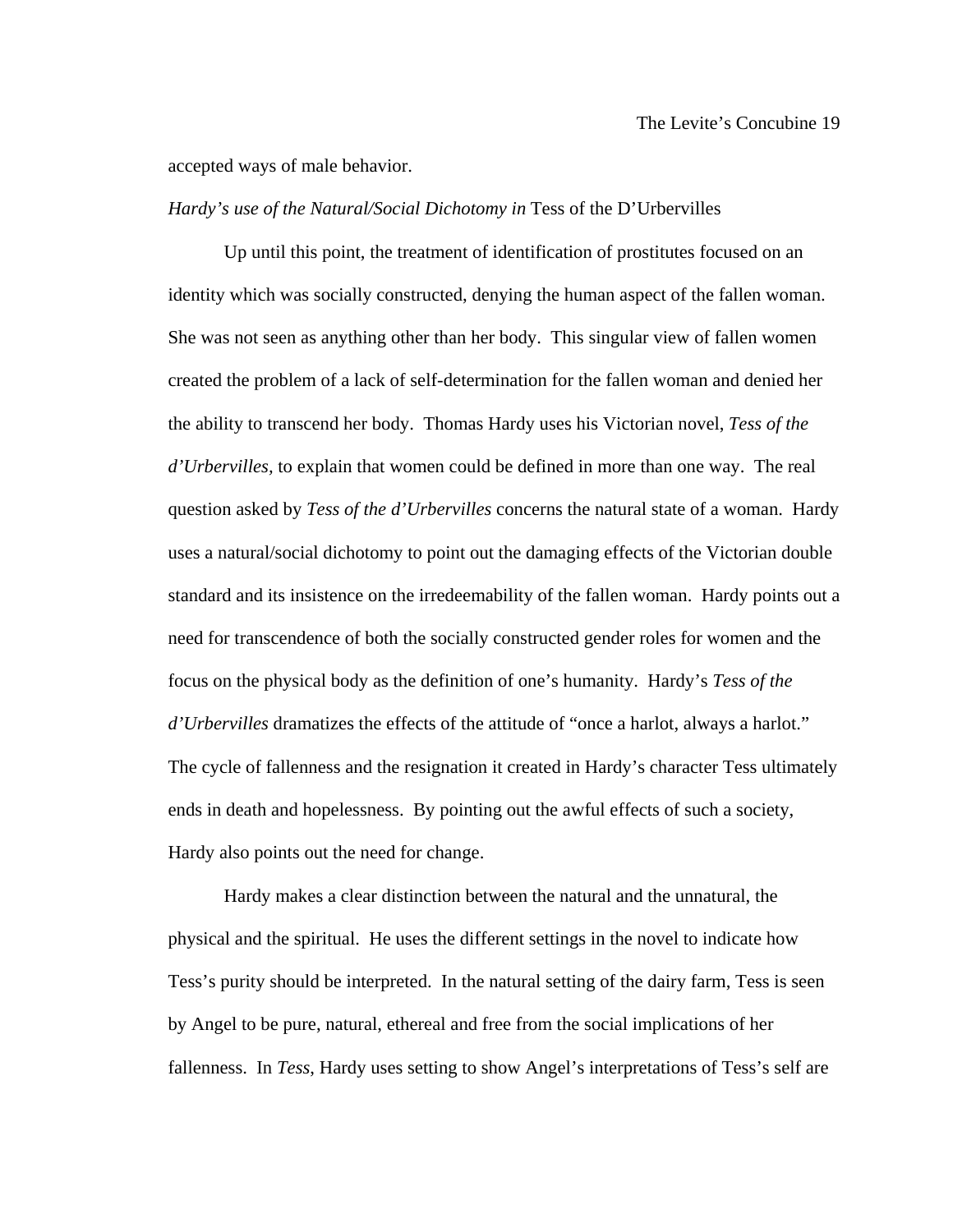accepted ways of male behavior.

### *Hardy's use of the Natural/Social Dichotomy in* Tess of the D'Urbervilles

Up until this point, the treatment of identification of prostitutes focused on an identity which was socially constructed, denying the human aspect of the fallen woman. She was not seen as anything other than her body. This singular view of fallen women created the problem of a lack of self-determination for the fallen woman and denied her the ability to transcend her body. Thomas Hardy uses his Victorian novel, *Tess of the d'Urbervilles,* to explain that women could be defined in more than one way. The real question asked by *Tess of the d'Urbervilles* concerns the natural state of a woman. Hardy uses a natural/social dichotomy to point out the damaging effects of the Victorian double standard and its insistence on the irredeemability of the fallen woman. Hardy points out a need for transcendence of both the socially constructed gender roles for women and the focus on the physical body as the definition of one's humanity. Hardy's *Tess of the d'Urbervilles* dramatizes the effects of the attitude of "once a harlot, always a harlot." The cycle of fallenness and the resignation it created in Hardy's character Tess ultimately ends in death and hopelessness. By pointing out the awful effects of such a society, Hardy also points out the need for change.

Hardy makes a clear distinction between the natural and the unnatural, the physical and the spiritual. He uses the different settings in the novel to indicate how Tess's purity should be interpreted. In the natural setting of the dairy farm, Tess is seen by Angel to be pure, natural, ethereal and free from the social implications of her fallenness. In *Tess*, Hardy uses setting to show Angel's interpretations of Tess's self are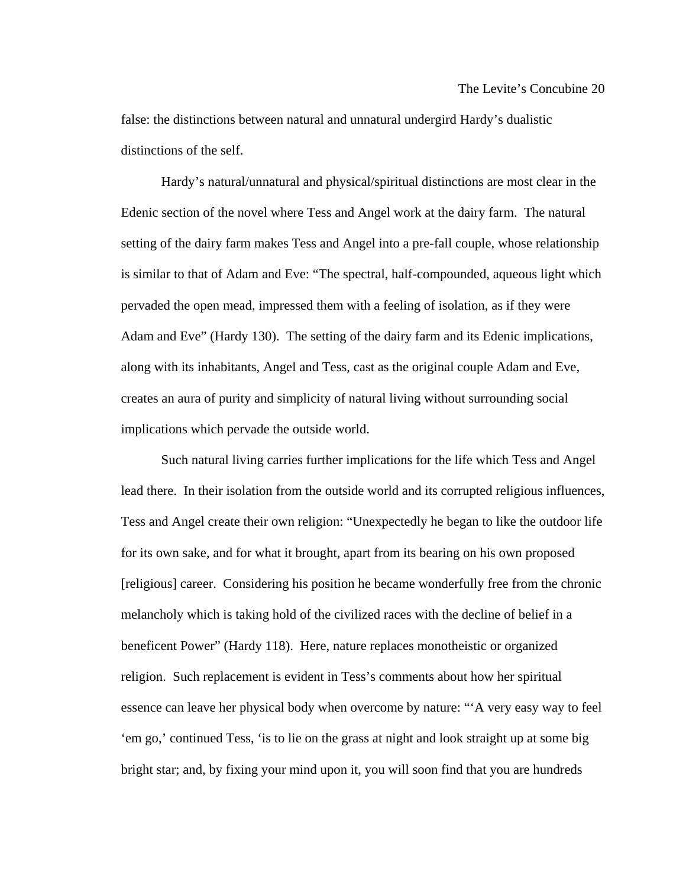false: the distinctions between natural and unnatural undergird Hardy's dualistic distinctions of the self.

Hardy's natural/unnatural and physical/spiritual distinctions are most clear in the Edenic section of the novel where Tess and Angel work at the dairy farm. The natural setting of the dairy farm makes Tess and Angel into a pre-fall couple, whose relationship is similar to that of Adam and Eve: "The spectral, half-compounded, aqueous light which pervaded the open mead, impressed them with a feeling of isolation, as if they were Adam and Eve" (Hardy 130). The setting of the dairy farm and its Edenic implications, along with its inhabitants, Angel and Tess, cast as the original couple Adam and Eve, creates an aura of purity and simplicity of natural living without surrounding social implications which pervade the outside world.

Such natural living carries further implications for the life which Tess and Angel lead there. In their isolation from the outside world and its corrupted religious influences, Tess and Angel create their own religion: "Unexpectedly he began to like the outdoor life for its own sake, and for what it brought, apart from its bearing on his own proposed [religious] career. Considering his position he became wonderfully free from the chronic melancholy which is taking hold of the civilized races with the decline of belief in a beneficent Power" (Hardy 118). Here, nature replaces monotheistic or organized religion. Such replacement is evident in Tess's comments about how her spiritual essence can leave her physical body when overcome by nature: "'A very easy way to feel 'em go,' continued Tess, 'is to lie on the grass at night and look straight up at some big bright star; and, by fixing your mind upon it, you will soon find that you are hundreds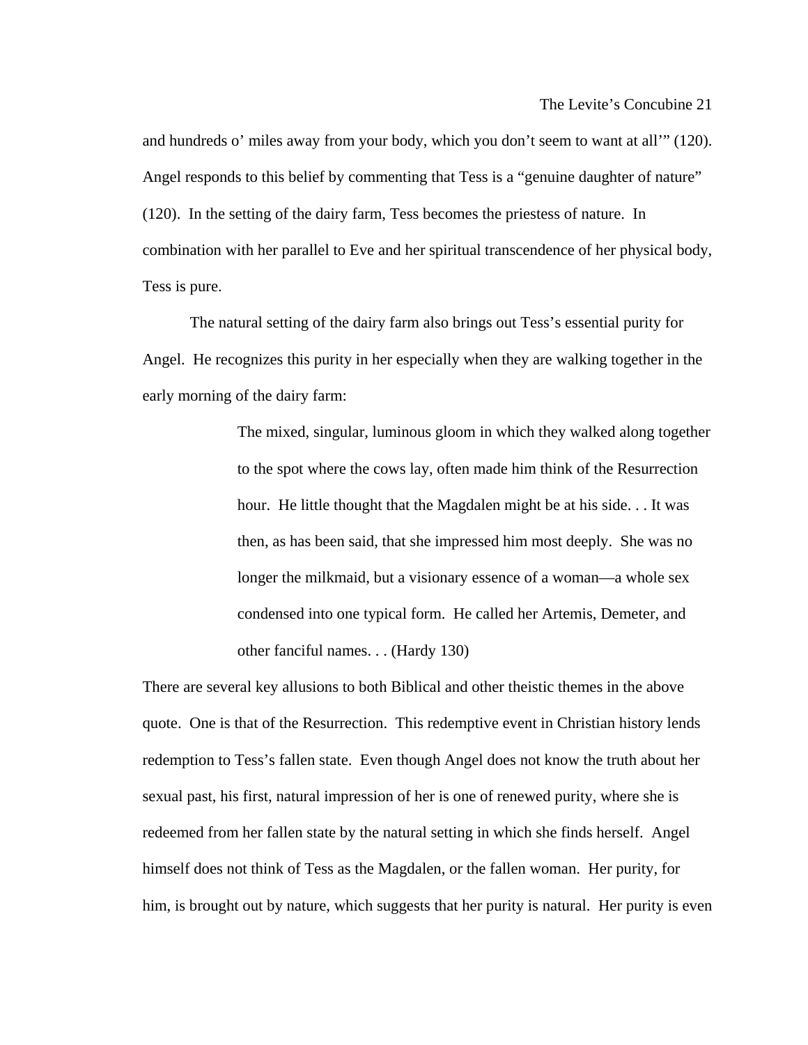and hundreds o' miles away from your body, which you don't seem to want at all'" (120). Angel responds to this belief by commenting that Tess is a "genuine daughter of nature" (120). In the setting of the dairy farm, Tess becomes the priestess of nature. In combination with her parallel to Eve and her spiritual transcendence of her physical body, Tess is pure.

The natural setting of the dairy farm also brings out Tess's essential purity for Angel. He recognizes this purity in her especially when they are walking together in the early morning of the dairy farm:

> The mixed, singular, luminous gloom in which they walked along together to the spot where the cows lay, often made him think of the Resurrection hour. He little thought that the Magdalen might be at his side. . . It was then, as has been said, that she impressed him most deeply. She was no longer the milkmaid, but a visionary essence of a woman—a whole sex condensed into one typical form. He called her Artemis, Demeter, and other fanciful names. . . (Hardy 130)

There are several key allusions to both Biblical and other theistic themes in the above quote. One is that of the Resurrection. This redemptive event in Christian history lends redemption to Tess's fallen state. Even though Angel does not know the truth about her sexual past, his first, natural impression of her is one of renewed purity, where she is redeemed from her fallen state by the natural setting in which she finds herself. Angel himself does not think of Tess as the Magdalen, or the fallen woman. Her purity, for him, is brought out by nature, which suggests that her purity is natural. Her purity is even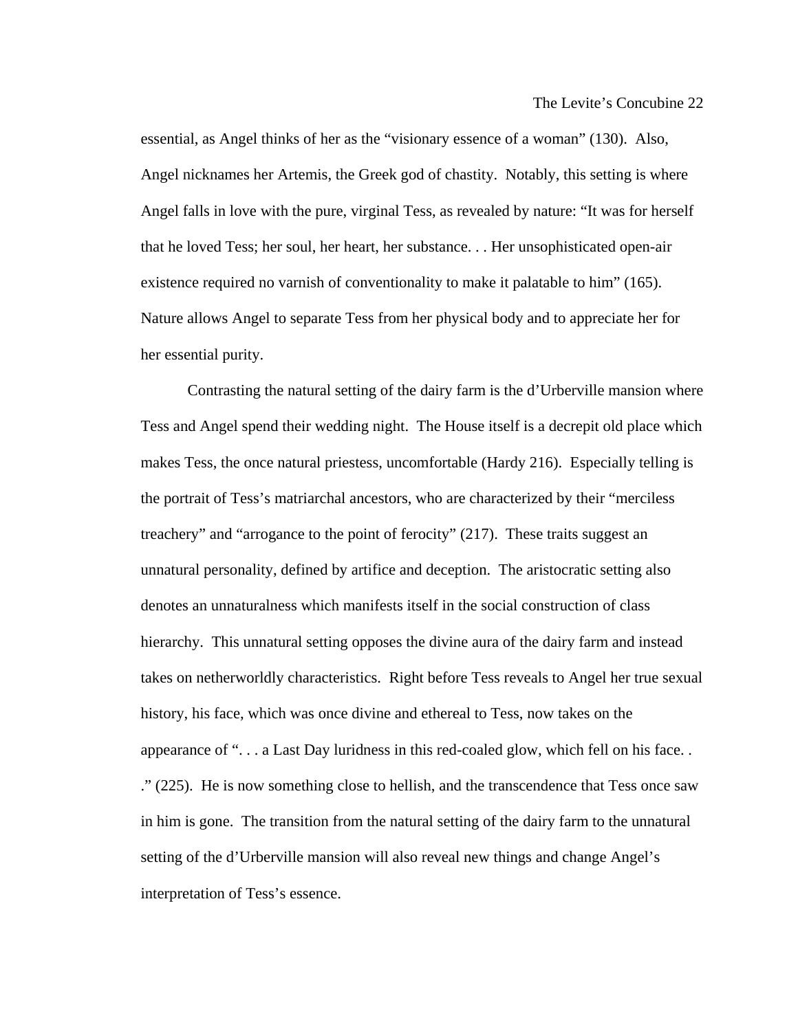essential, as Angel thinks of her as the "visionary essence of a woman" (130). Also, Angel nicknames her Artemis, the Greek god of chastity. Notably, this setting is where Angel falls in love with the pure, virginal Tess, as revealed by nature: "It was for herself that he loved Tess; her soul, her heart, her substance. . . Her unsophisticated open-air existence required no varnish of conventionality to make it palatable to him" (165). Nature allows Angel to separate Tess from her physical body and to appreciate her for her essential purity.

Contrasting the natural setting of the dairy farm is the d'Urberville mansion where Tess and Angel spend their wedding night. The House itself is a decrepit old place which makes Tess, the once natural priestess, uncomfortable (Hardy 216). Especially telling is the portrait of Tess's matriarchal ancestors, who are characterized by their "merciless treachery" and "arrogance to the point of ferocity" (217). These traits suggest an unnatural personality, defined by artifice and deception. The aristocratic setting also denotes an unnaturalness which manifests itself in the social construction of class hierarchy. This unnatural setting opposes the divine aura of the dairy farm and instead takes on netherworldly characteristics. Right before Tess reveals to Angel her true sexual history, his face, which was once divine and ethereal to Tess, now takes on the appearance of ". . . a Last Day luridness in this red-coaled glow, which fell on his face. . ." (225). He is now something close to hellish, and the transcendence that Tess once saw in him is gone. The transition from the natural setting of the dairy farm to the unnatural setting of the d'Urberville mansion will also reveal new things and change Angel's interpretation of Tess's essence.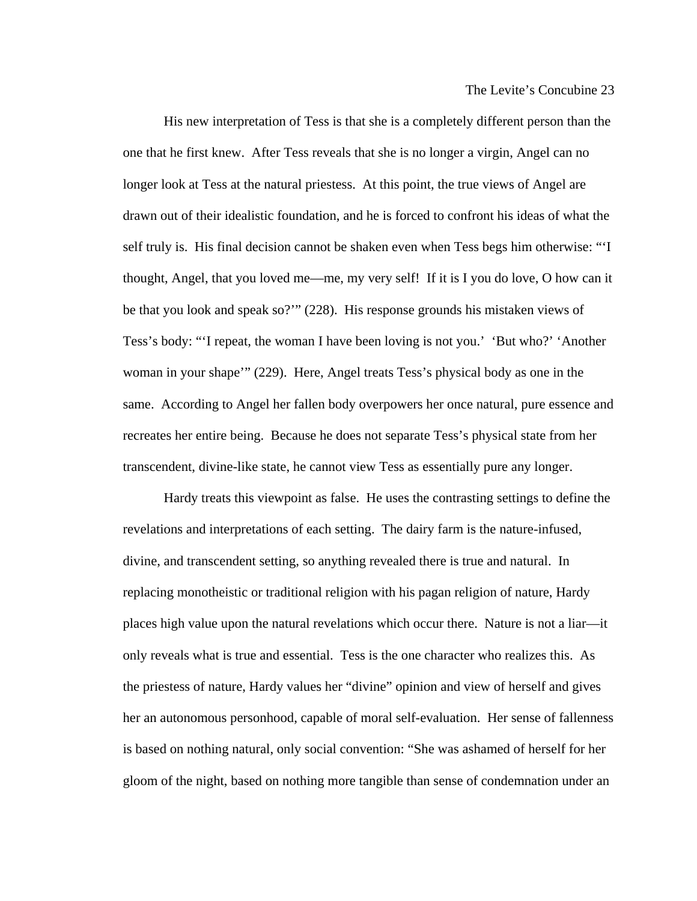His new interpretation of Tess is that she is a completely different person than the one that he first knew. After Tess reveals that she is no longer a virgin, Angel can no longer look at Tess at the natural priestess. At this point, the true views of Angel are drawn out of their idealistic foundation, and he is forced to confront his ideas of what the self truly is. His final decision cannot be shaken even when Tess begs him otherwise: "'I thought, Angel, that you loved me—me, my very self! If it is I you do love, O how can it be that you look and speak so?'" (228). His response grounds his mistaken views of Tess's body: "'I repeat, the woman I have been loving is not you.' 'But who?' 'Another woman in your shape'" (229). Here, Angel treats Tess's physical body as one in the same. According to Angel her fallen body overpowers her once natural, pure essence and recreates her entire being. Because he does not separate Tess's physical state from her transcendent, divine-like state, he cannot view Tess as essentially pure any longer.

Hardy treats this viewpoint as false. He uses the contrasting settings to define the revelations and interpretations of each setting. The dairy farm is the nature-infused, divine, and transcendent setting, so anything revealed there is true and natural. In replacing monotheistic or traditional religion with his pagan religion of nature, Hardy places high value upon the natural revelations which occur there. Nature is not a liar—it only reveals what is true and essential. Tess is the one character who realizes this. As the priestess of nature, Hardy values her "divine" opinion and view of herself and gives her an autonomous personhood, capable of moral self-evaluation. Her sense of fallenness is based on nothing natural, only social convention: "She was ashamed of herself for her gloom of the night, based on nothing more tangible than sense of condemnation under an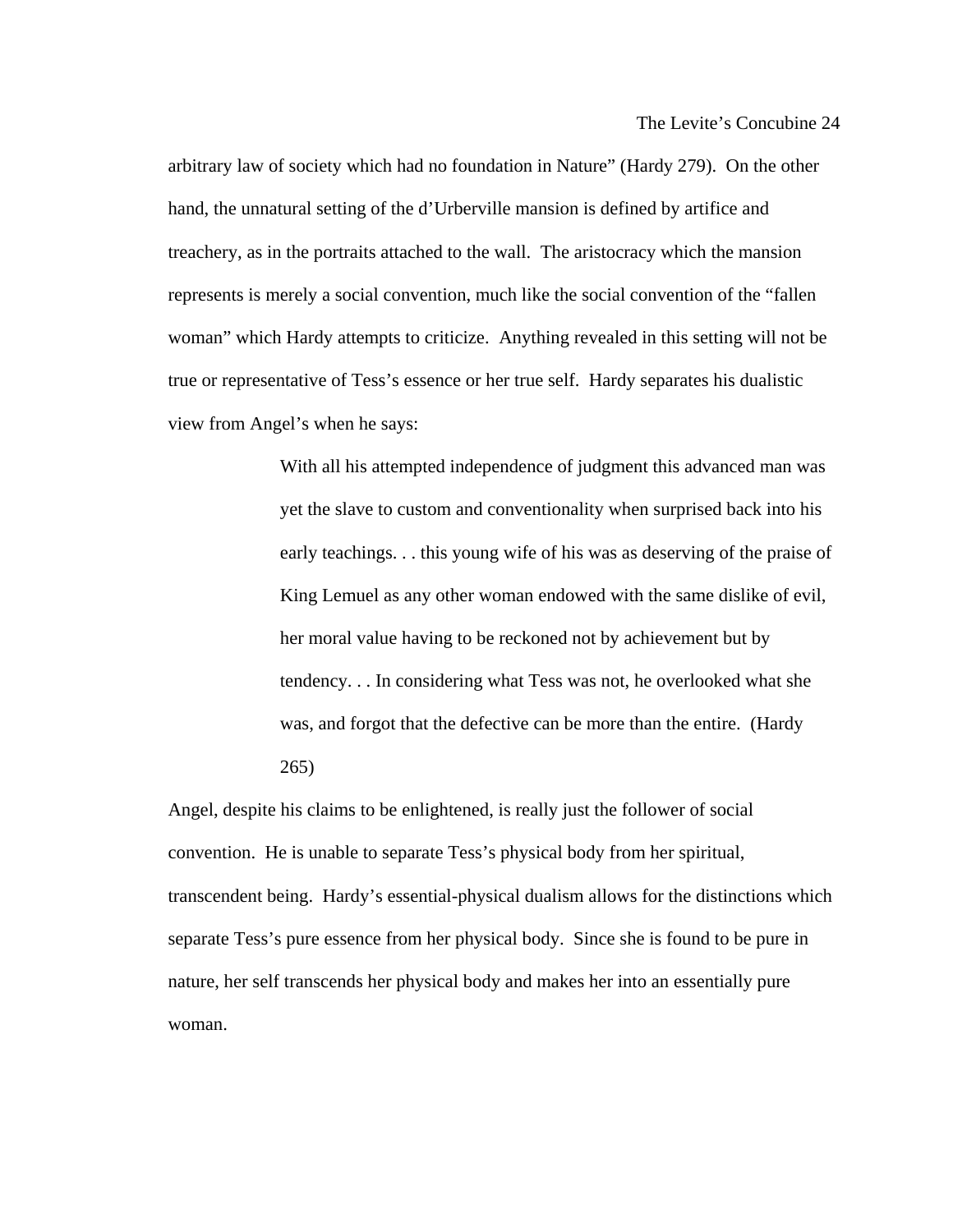arbitrary law of society which had no foundation in Nature" (Hardy 279). On the other hand, the unnatural setting of the d'Urberville mansion is defined by artifice and treachery, as in the portraits attached to the wall. The aristocracy which the mansion represents is merely a social convention, much like the social convention of the "fallen woman" which Hardy attempts to criticize. Anything revealed in this setting will not be true or representative of Tess's essence or her true self. Hardy separates his dualistic view from Angel's when he says:

> With all his attempted independence of judgment this advanced man was yet the slave to custom and conventionality when surprised back into his early teachings. . . this young wife of his was as deserving of the praise of King Lemuel as any other woman endowed with the same dislike of evil, her moral value having to be reckoned not by achievement but by tendency. . . In considering what Tess was not, he overlooked what she was, and forgot that the defective can be more than the entire. (Hardy 265)

Angel, despite his claims to be enlightened, is really just the follower of social convention. He is unable to separate Tess's physical body from her spiritual, transcendent being. Hardy's essential-physical dualism allows for the distinctions which separate Tess's pure essence from her physical body. Since she is found to be pure in nature, her self transcends her physical body and makes her into an essentially pure woman.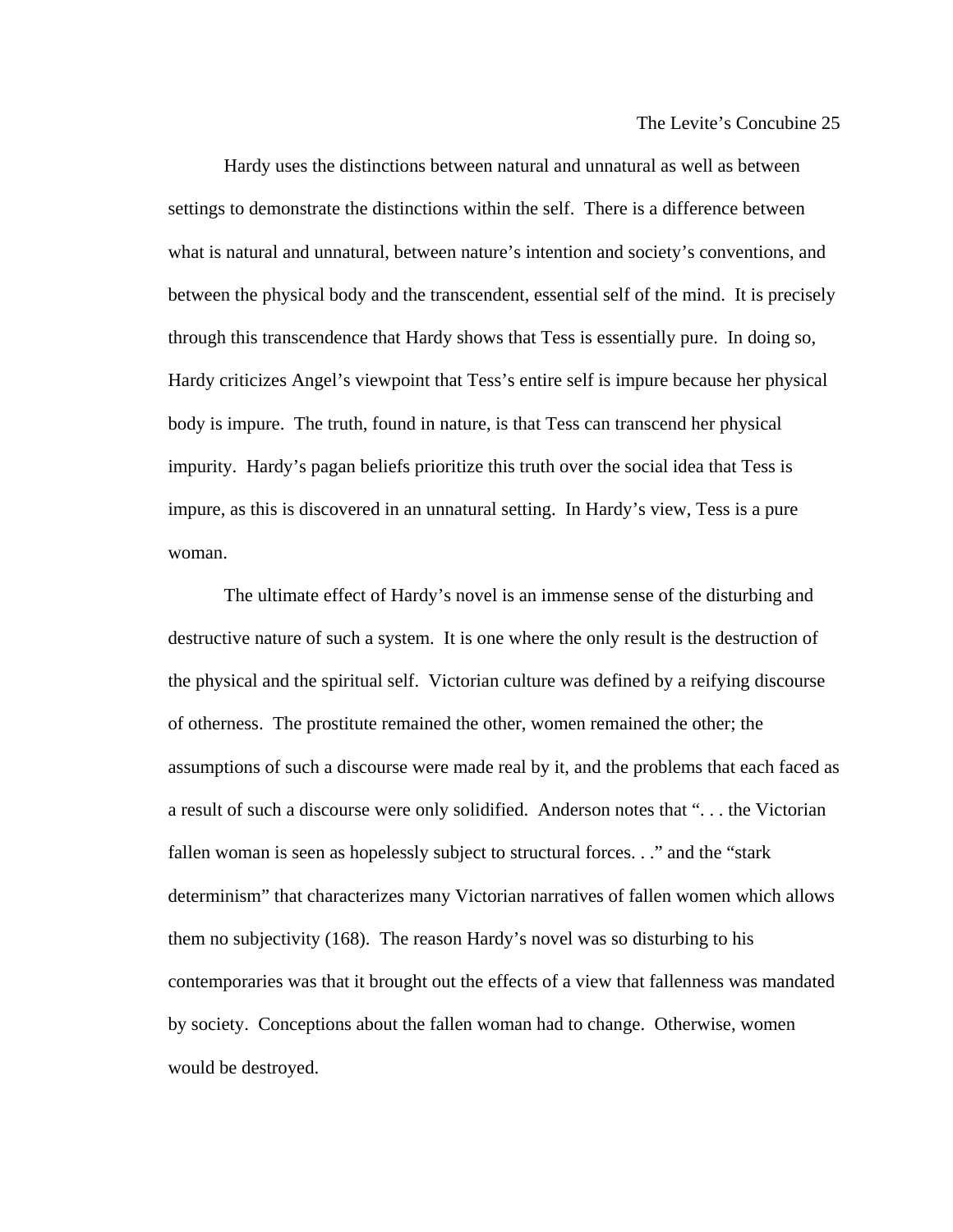Hardy uses the distinctions between natural and unnatural as well as between settings to demonstrate the distinctions within the self. There is a difference between what is natural and unnatural, between nature's intention and society's conventions, and between the physical body and the transcendent, essential self of the mind. It is precisely through this transcendence that Hardy shows that Tess is essentially pure. In doing so, Hardy criticizes Angel's viewpoint that Tess's entire self is impure because her physical body is impure. The truth, found in nature, is that Tess can transcend her physical impurity. Hardy's pagan beliefs prioritize this truth over the social idea that Tess is impure, as this is discovered in an unnatural setting. In Hardy's view, Tess is a pure woman.

The ultimate effect of Hardy's novel is an immense sense of the disturbing and destructive nature of such a system. It is one where the only result is the destruction of the physical and the spiritual self. Victorian culture was defined by a reifying discourse of otherness. The prostitute remained the other, women remained the other; the assumptions of such a discourse were made real by it, and the problems that each faced as a result of such a discourse were only solidified. Anderson notes that ". . . the Victorian fallen woman is seen as hopelessly subject to structural forces. . ." and the "stark determinism" that characterizes many Victorian narratives of fallen women which allows them no subjectivity (168). The reason Hardy's novel was so disturbing to his contemporaries was that it brought out the effects of a view that fallenness was mandated by society. Conceptions about the fallen woman had to change. Otherwise, women would be destroyed.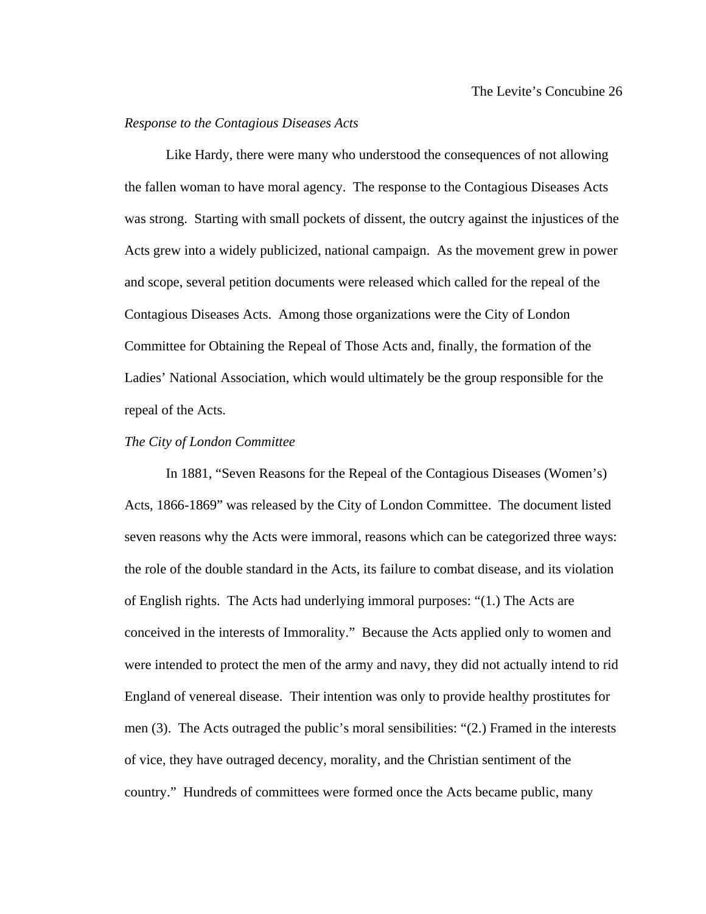*Response to the Contagious Diseases Acts*

Like Hardy, there were many who understood the consequences of not allowing the fallen woman to have moral agency. The response to the Contagious Diseases Acts was strong. Starting with small pockets of dissent, the outcry against the injustices of the Acts grew into a widely publicized, national campaign. As the movement grew in power and scope, several petition documents were released which called for the repeal of the Contagious Diseases Acts. Among those organizations were the City of London Committee for Obtaining the Repeal of Those Acts and, finally, the formation of the Ladies' National Association, which would ultimately be the group responsible for the repeal of the Acts.

*The City of London Committee*

In 1881, "Seven Reasons for the Repeal of the Contagious Diseases (Women's) Acts, 1866-1869" was released by the City of London Committee. The document listed seven reasons why the Acts were immoral, reasons which can be categorized three ways: the role of the double standard in the Acts, its failure to combat disease, and its violation of English rights. The Acts had underlying immoral purposes: "(1.) The Acts are conceived in the interests of Immorality." Because the Acts applied only to women and were intended to protect the men of the army and navy, they did not actually intend to rid England of venereal disease. Their intention was only to provide healthy prostitutes for men (3). The Acts outraged the public's moral sensibilities: "(2.) Framed in the interests of vice, they have outraged decency, morality, and the Christian sentiment of the country." Hundreds of committees were formed once the Acts became public, many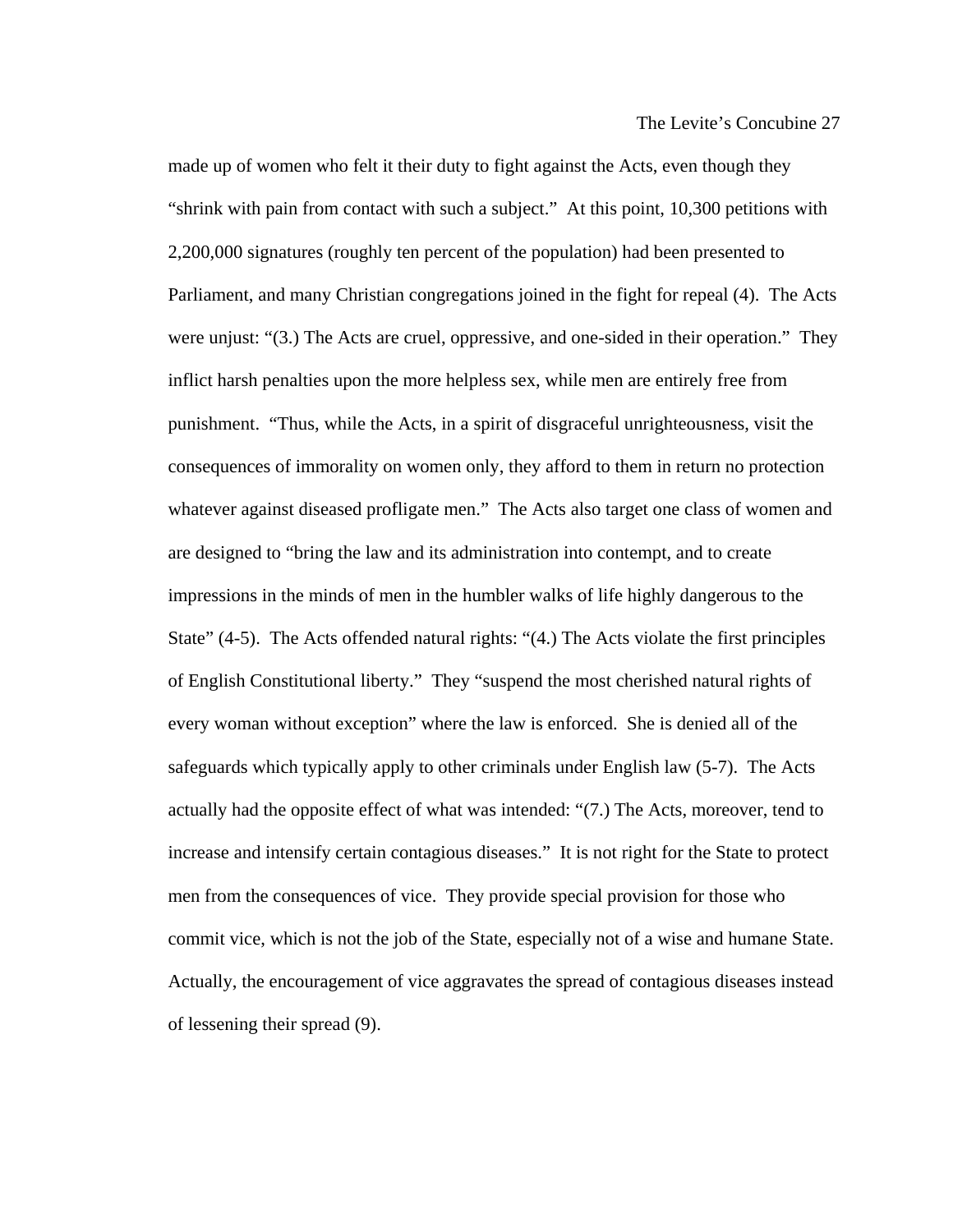made up of women who felt it their duty to fight against the Acts, even though they "shrink with pain from contact with such a subject." At this point, 10,300 petitions with 2,200,000 signatures (roughly ten percent of the population) had been presented to Parliament, and many Christian congregations joined in the fight for repeal (4). The Acts were unjust: "(3.) The Acts are cruel, oppressive, and one-sided in their operation." They inflict harsh penalties upon the more helpless sex, while men are entirely free from punishment. "Thus, while the Acts, in a spirit of disgraceful unrighteousness, visit the consequences of immorality on women only, they afford to them in return no protection whatever against diseased profligate men." The Acts also target one class of women and are designed to "bring the law and its administration into contempt, and to create impressions in the minds of men in the humbler walks of life highly dangerous to the State" (4-5). The Acts offended natural rights: "(4.) The Acts violate the first principles of English Constitutional liberty." They "suspend the most cherished natural rights of every woman without exception" where the law is enforced. She is denied all of the safeguards which typically apply to other criminals under English law (5-7). The Acts actually had the opposite effect of what was intended: "(7.) The Acts, moreover, tend to increase and intensify certain contagious diseases." It is not right for the State to protect men from the consequences of vice. They provide special provision for those who commit vice, which is not the job of the State, especially not of a wise and humane State. Actually, the encouragement of vice aggravates the spread of contagious diseases instead of lessening their spread (9).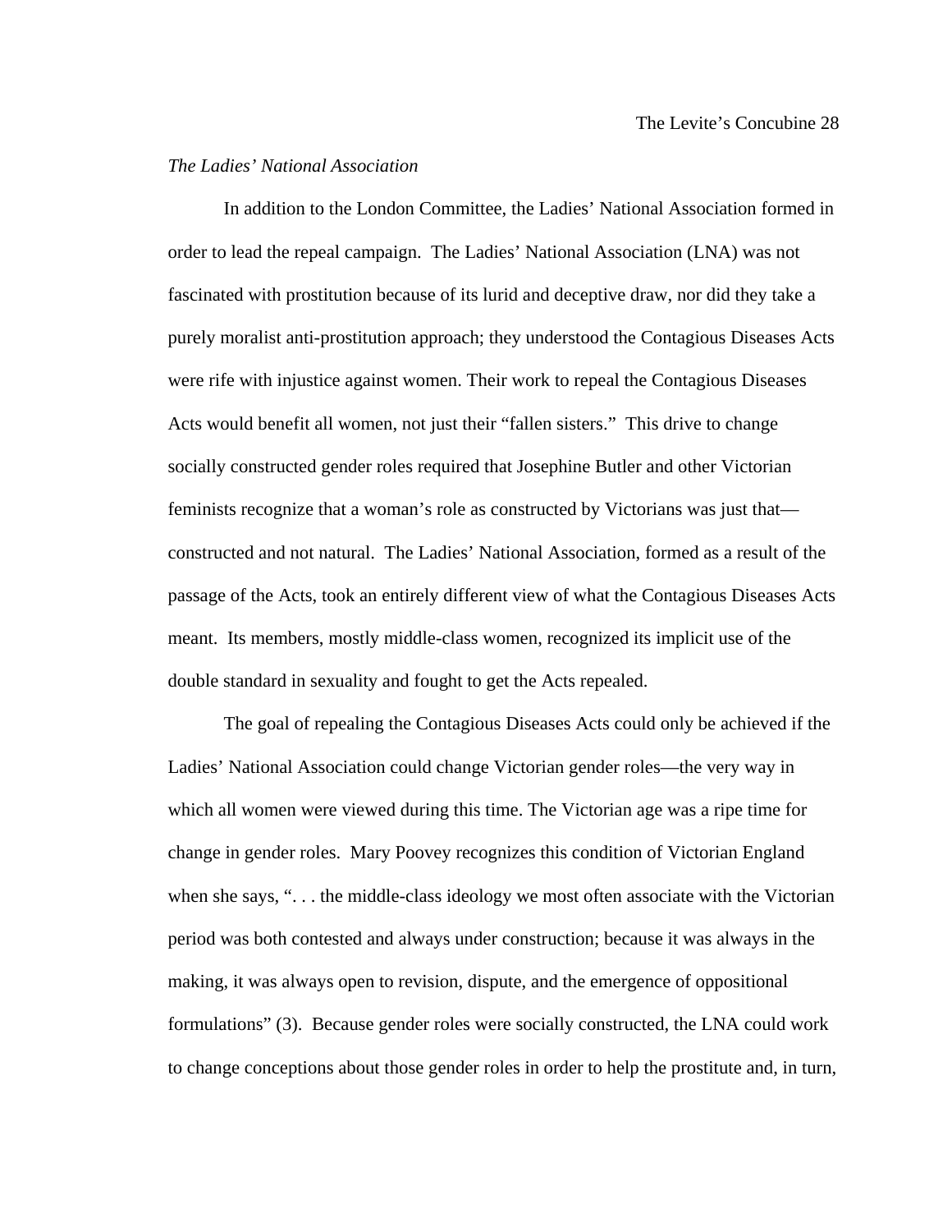*The Ladies' National Association*

In addition to the London Committee, the Ladies' National Association formed in order to lead the repeal campaign. The Ladies' National Association (LNA) was not fascinated with prostitution because of its lurid and deceptive draw, nor did they take a purely moralist anti-prostitution approach; they understood the Contagious Diseases Acts were rife with injustice against women. Their work to repeal the Contagious Diseases Acts would benefit all women, not just their "fallen sisters." This drive to change socially constructed gender roles required that Josephine Butler and other Victorian feminists recognize that a woman's role as constructed by Victorians was just that—constructed and not natural. The Ladies' National Association, formed as a result of the passage of the Acts, took an entirely different view of what the Contagious Diseases Acts meant. Its members, mostly middle-class women, recognized its implicit use of the double standard in sexuality and fought to get the Acts repealed.

The goal of repealing the Contagious Diseases Acts could only be achieved if the Ladies' National Association could change Victorian gender roles—the very way in which all women were viewed during this time. The Victorian age was a ripe time for change in gender roles. Mary Poovey recognizes this condition of Victorian England when she says, ". . . the middle-class ideology we most often associate with the Victorian period was both contested and always under construction; because it was always in the making, it was always open to revision, dispute, and the emergence of oppositional formulations" (3). Because gender roles were socially constructed, the LNA could work to change conceptions about those gender roles in order to help the prostitute and, in turn,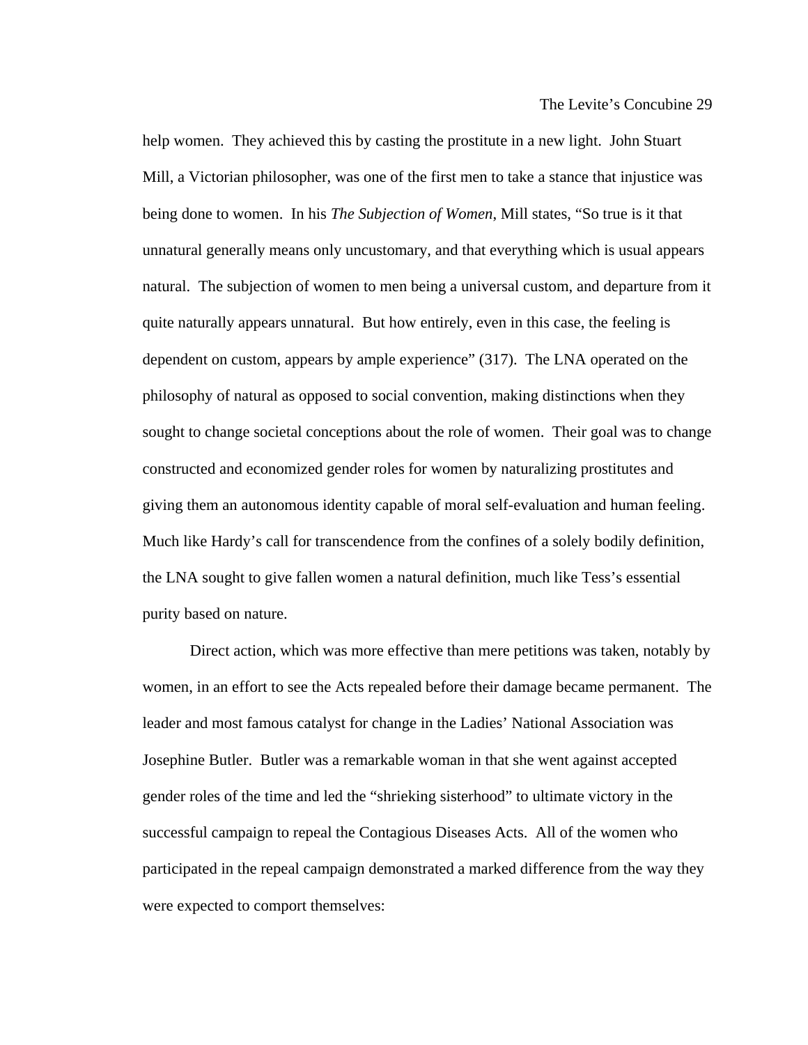help women. They achieved this by casting the prostitute in a new light. John Stuart Mill, a Victorian philosopher, was one of the first men to take a stance that injustice was being done to women. In his *The Subjection of Women*, Mill states, "So true is it that unnatural generally means only uncustomary, and that everything which is usual appears natural. The subjection of women to men being a universal custom, and departure from it quite naturally appears unnatural. But how entirely, even in this case, the feeling is dependent on custom, appears by ample experience" (317). The LNA operated on the philosophy of natural as opposed to social convention, making distinctions when they sought to change societal conceptions about the role of women. Their goal was to change constructed and economized gender roles for women by naturalizing prostitutes and giving them an autonomous identity capable of moral self-evaluation and human feeling. Much like Hardy's call for transcendence from the confines of a solely bodily definition, the LNA sought to give fallen women a natural definition, much like Tess's essential purity based on nature.

Direct action, which was more effective than mere petitions was taken, notably by women, in an effort to see the Acts repealed before their damage became permanent. The leader and most famous catalyst for change in the Ladies' National Association was Josephine Butler. Butler was a remarkable woman in that she went against accepted gender roles of the time and led the "shrieking sisterhood" to ultimate victory in the successful campaign to repeal the Contagious Diseases Acts. All of the women who participated in the repeal campaign demonstrated a marked difference from the way they were expected to comport themselves: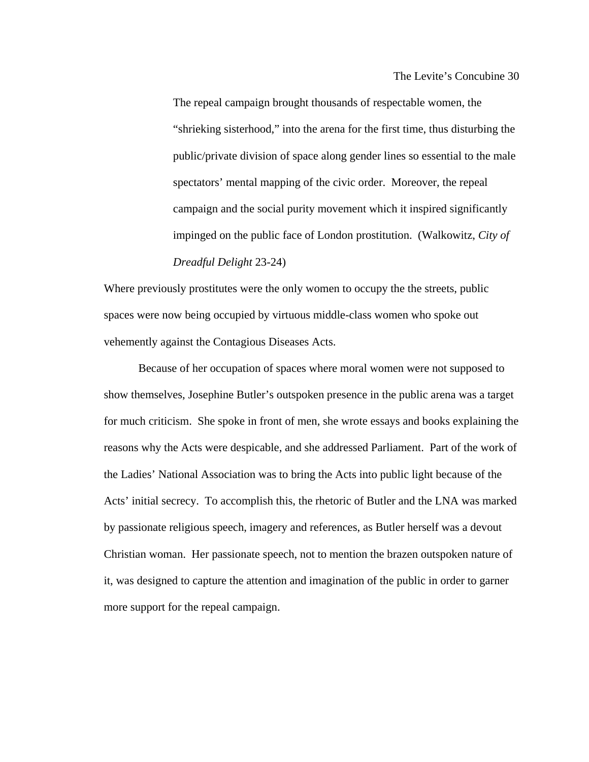> The repeal campaign brought thousands of respectable women, the "shrieking sisterhood," into the arena for the first time, thus disturbing the public/private division of space along gender lines so essential to the male spectators' mental mapping of the civic order. Moreover, the repeal campaign and the social purity movement which it inspired significantly impinged on the public face of London prostitution. (Walkowitz, *City of Dreadful Delight* 23-24)

Where previously prostitutes were the only women to occupy the the streets, public spaces were now being occupied by virtuous middle-class women who spoke out vehemently against the Contagious Diseases Acts.

Because of her occupation of spaces where moral women were not supposed to show themselves, Josephine Butler's outspoken presence in the public arena was a target for much criticism. She spoke in front of men, she wrote essays and books explaining the reasons why the Acts were despicable, and she addressed Parliament. Part of the work of the Ladies' National Association was to bring the Acts into public light because of the Acts' initial secrecy. To accomplish this, the rhetoric of Butler and the LNA was marked by passionate religious speech, imagery and references, as Butler herself was a devout Christian woman. Her passionate speech, not to mention the brazen outspoken nature of it, was designed to capture the attention and imagination of the public in order to garner more support for the repeal campaign.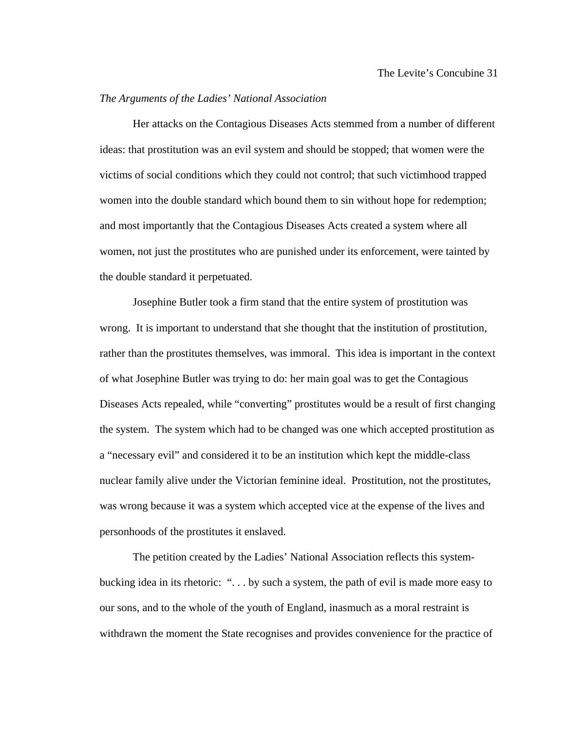*The Arguments of the Ladies' National Association*

Her attacks on the Contagious Diseases Acts stemmed from a number of different ideas: that prostitution was an evil system and should be stopped; that women were the victims of social conditions which they could not control; that such victimhood trapped women into the double standard which bound them to sin without hope for redemption; and most importantly that the Contagious Diseases Acts created a system where all women, not just the prostitutes who are punished under its enforcement, were tainted by the double standard it perpetuated.

Josephine Butler took a firm stand that the entire system of prostitution was wrong. It is important to understand that she thought that the institution of prostitution, rather than the prostitutes themselves, was immoral. This idea is important in the context of what Josephine Butler was trying to do: her main goal was to get the Contagious Diseases Acts repealed, while "converting" prostitutes would be a result of first changing the system. The system which had to be changed was one which accepted prostitution as a "necessary evil" and considered it to be an institution which kept the middle-class nuclear family alive under the Victorian feminine ideal. Prostitution, not the prostitutes, was wrong because it was a system which accepted vice at the expense of the lives and personhoods of the prostitutes it enslaved.

The petition created by the Ladies' National Association reflects this system-bucking idea in its rhetoric: ". . . by such a system, the path of evil is made more easy to our sons, and to the whole of the youth of England, inasmuch as a moral restraint is withdrawn the moment the State recognises and provides convenience for the practice of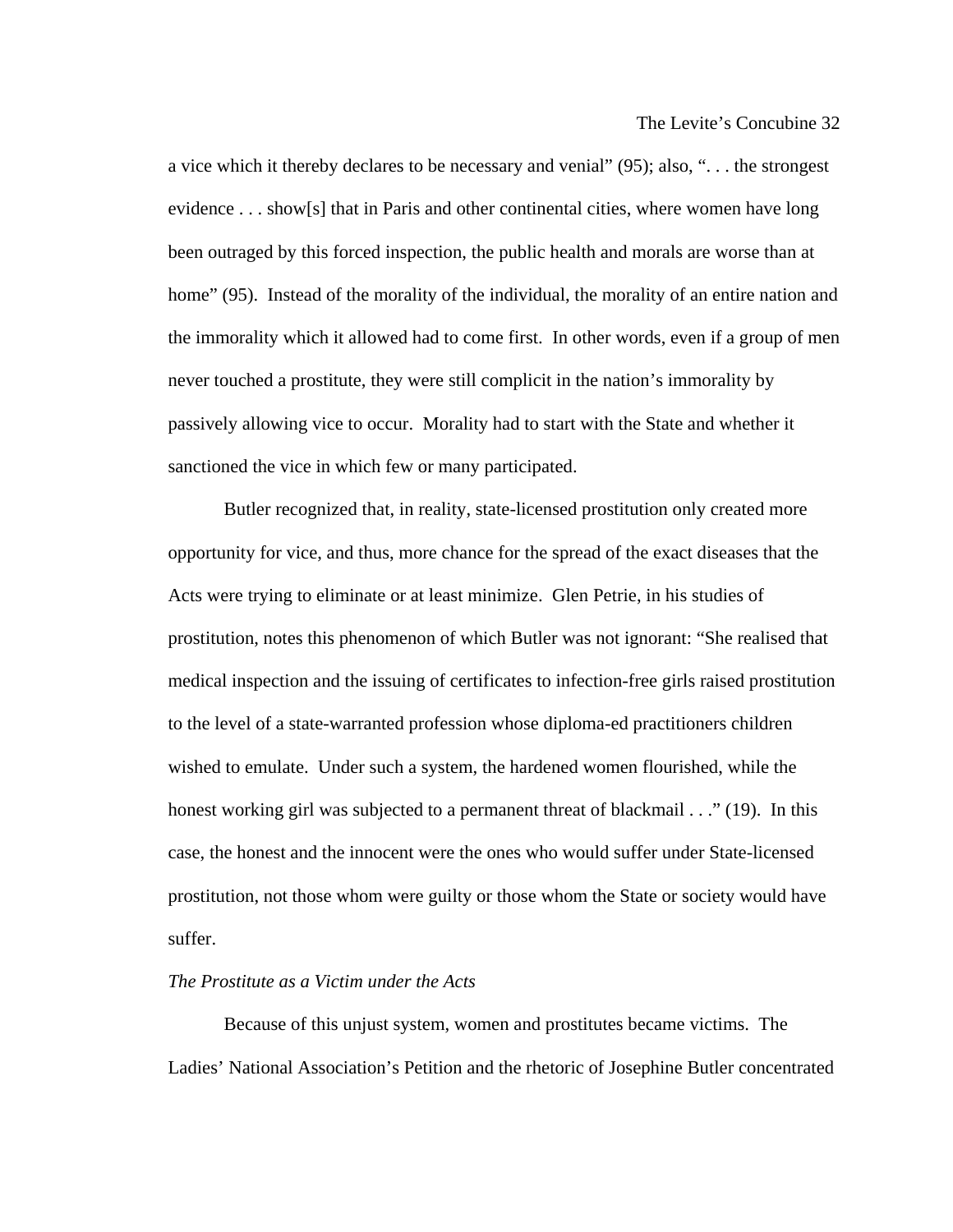a vice which it thereby declares to be necessary and venial" (95); also, ". . . the strongest evidence . . . show[s] that in Paris and other continental cities, where women have long been outraged by this forced inspection, the public health and morals are worse than at home" (95). Instead of the morality of the individual, the morality of an entire nation and the immorality which it allowed had to come first. In other words, even if a group of men never touched a prostitute, they were still complicit in the nation's immorality by passively allowing vice to occur. Morality had to start with the State and whether it sanctioned the vice in which few or many participated.

Butler recognized that, in reality, state-licensed prostitution only created more opportunity for vice, and thus, more chance for the spread of the exact diseases that the Acts were trying to eliminate or at least minimize. Glen Petrie, in his studies of prostitution, notes this phenomenon of which Butler was not ignorant: "She realised that medical inspection and the issuing of certificates to infection-free girls raised prostitution to the level of a state-warranted profession whose diploma-ed practitioners children wished to emulate. Under such a system, the hardened women flourished, while the honest working girl was subjected to a permanent threat of blackmail . . ." (19). In this case, the honest and the innocent were the ones who would suffer under State-licensed prostitution, not those whom were guilty or those whom the State or society would have suffer.

*The Prostitute as a Victim under the Acts*

Because of this unjust system, women and prostitutes became victims. The Ladies' National Association's Petition and the rhetoric of Josephine Butler concentrated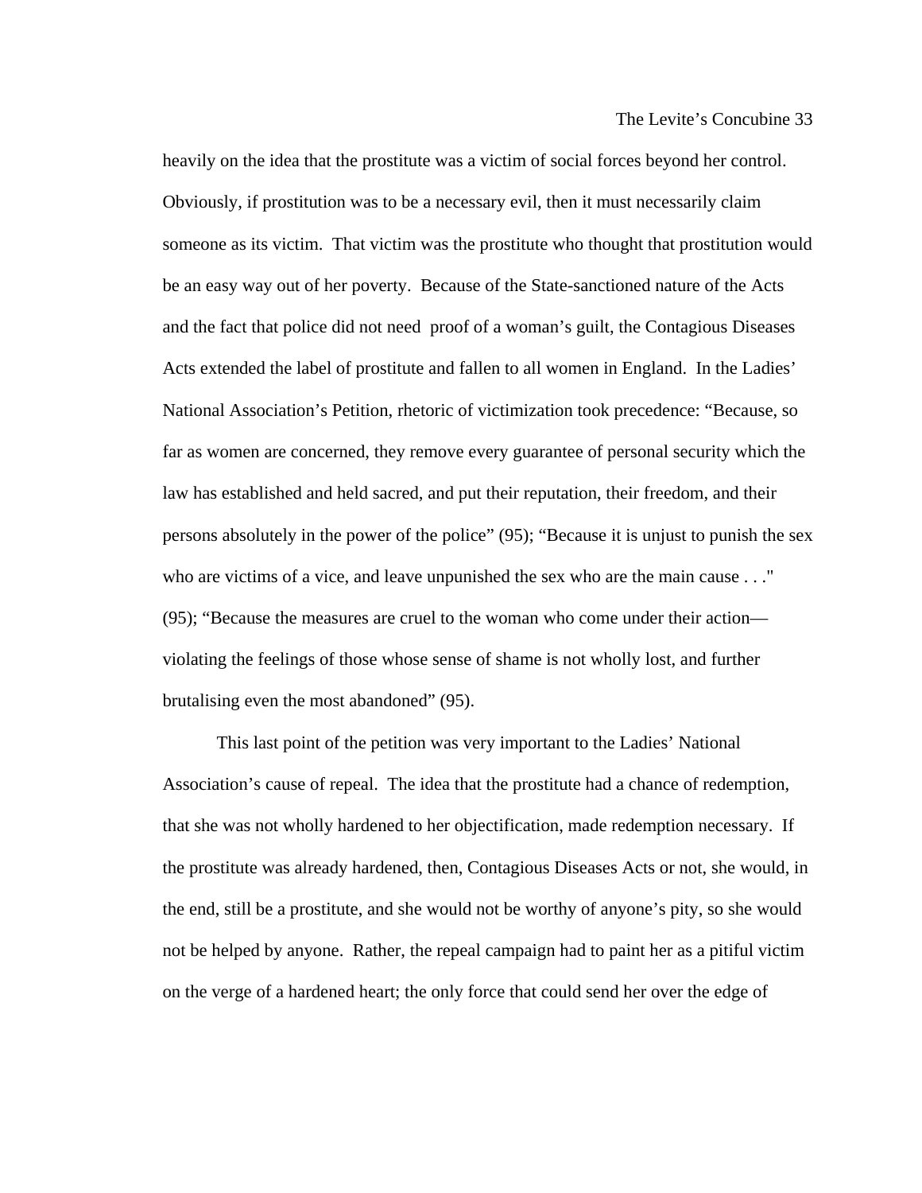heavily on the idea that the prostitute was a victim of social forces beyond her control. Obviously, if prostitution was to be a necessary evil, then it must necessarily claim someone as its victim. That victim was the prostitute who thought that prostitution would be an easy way out of her poverty. Because of the State-sanctioned nature of the Acts and the fact that police did not need proof of a woman's guilt, the Contagious Diseases Acts extended the label of prostitute and fallen to all women in England. In the Ladies' National Association's Petition, rhetoric of victimization took precedence: "Because, so far as women are concerned, they remove every guarantee of personal security which the law has established and held sacred, and put their reputation, their freedom, and their persons absolutely in the power of the police" (95); "Because it is unjust to punish the sex who are victims of a vice, and leave unpunished the sex who are the main cause . . ." (95); "Because the measures are cruel to the woman who come under their action—violating the feelings of those whose sense of shame is not wholly lost, and further brutalising even the most abandoned" (95).

This last point of the petition was very important to the Ladies' National Association's cause of repeal. The idea that the prostitute had a chance of redemption, that she was not wholly hardened to her objectification, made redemption necessary. If the prostitute was already hardened, then, Contagious Diseases Acts or not, she would, in the end, still be a prostitute, and she would not be worthy of anyone's pity, so she would not be helped by anyone. Rather, the repeal campaign had to paint her as a pitiful victim on the verge of a hardened heart; the only force that could send her over the edge of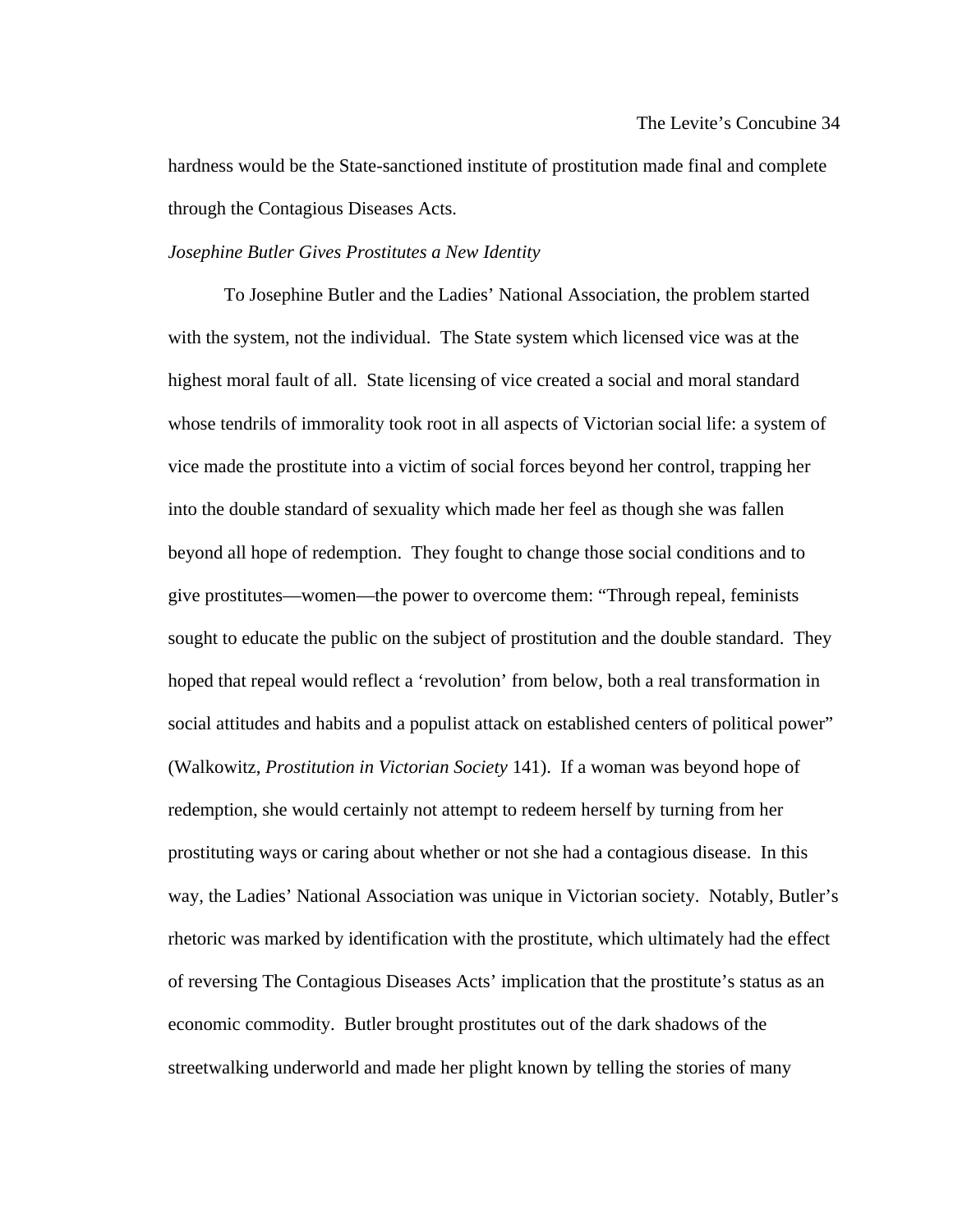hardness would be the State-sanctioned institute of prostitution made final and complete through the Contagious Diseases Acts.

*Josephine Butler Gives Prostitutes a New Identity*

To Josephine Butler and the Ladies' National Association, the problem started with the system, not the individual. The State system which licensed vice was at the highest moral fault of all. State licensing of vice created a social and moral standard whose tendrils of immorality took root in all aspects of Victorian social life: a system of vice made the prostitute into a victim of social forces beyond her control, trapping her into the double standard of sexuality which made her feel as though she was fallen beyond all hope of redemption. They fought to change those social conditions and to give prostitutes—women—the power to overcome them: "Through repeal, feminists sought to educate the public on the subject of prostitution and the double standard. They hoped that repeal would reflect a 'revolution' from below, both a real transformation in social attitudes and habits and a populist attack on established centers of political power" (Walkowitz, *Prostitution in Victorian Society* 141). If a woman was beyond hope of redemption, she would certainly not attempt to redeem herself by turning from her prostituting ways or caring about whether or not she had a contagious disease. In this way, the Ladies' National Association was unique in Victorian society. Notably, Butler's rhetoric was marked by identification with the prostitute, which ultimately had the effect of reversing The Contagious Diseases Acts' implication that the prostitute's status as an economic commodity. Butler brought prostitutes out of the dark shadows of the streetwalking underworld and made her plight known by telling the stories of many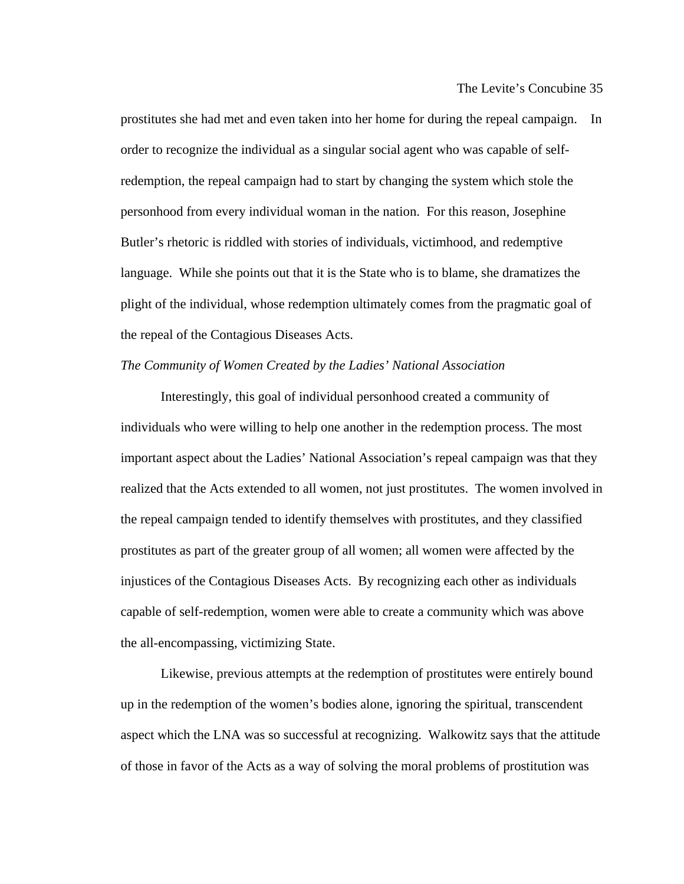prostitutes she had met and even taken into her home for during the repeal campaign. In order to recognize the individual as a singular social agent who was capable of self-redemption, the repeal campaign had to start by changing the system which stole the personhood from every individual woman in the nation. For this reason, Josephine Butler's rhetoric is riddled with stories of individuals, victimhood, and redemptive language. While she points out that it is the State who is to blame, she dramatizes the plight of the individual, whose redemption ultimately comes from the pragmatic goal of the repeal of the Contagious Diseases Acts.

*The Community of Women Created by the Ladies' National Association*

Interestingly, this goal of individual personhood created a community of individuals who were willing to help one another in the redemption process. The most important aspect about the Ladies' National Association's repeal campaign was that they realized that the Acts extended to all women, not just prostitutes. The women involved in the repeal campaign tended to identify themselves with prostitutes, and they classified prostitutes as part of the greater group of all women; all women were affected by the injustices of the Contagious Diseases Acts. By recognizing each other as individuals capable of self-redemption, women were able to create a community which was above the all-encompassing, victimizing State.

Likewise, previous attempts at the redemption of prostitutes were entirely bound up in the redemption of the women's bodies alone, ignoring the spiritual, transcendent aspect which the LNA was so successful at recognizing. Walkowitz says that the attitude of those in favor of the Acts as a way of solving the moral problems of prostitution was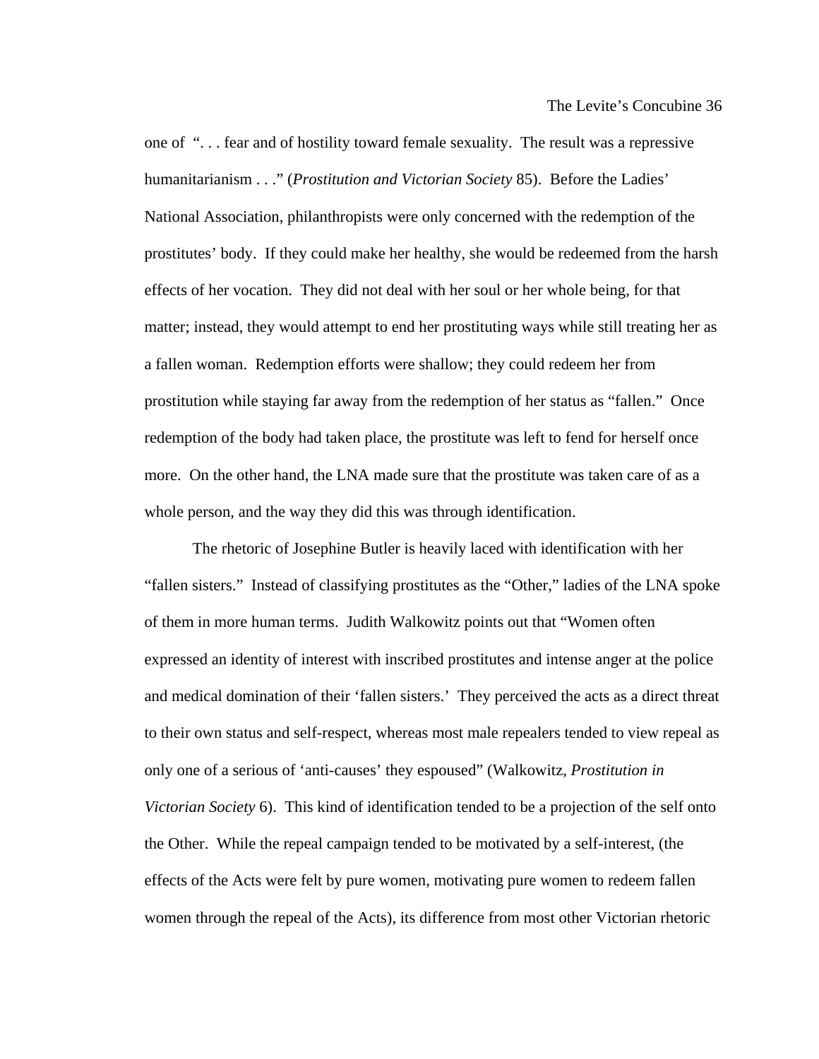one of "... fear and of hostility toward female sexuality. The result was a repressive humanitarianism . . ." (*Prostitution and Victorian Society* 85). Before the Ladies' National Association, philanthropists were only concerned with the redemption of the prostitutes' body. If they could make her healthy, she would be redeemed from the harsh effects of her vocation. They did not deal with her soul or her whole being, for that matter; instead, they would attempt to end her prostituting ways while still treating her as a fallen woman. Redemption efforts were shallow; they could redeem her from prostitution while staying far away from the redemption of her status as "fallen." Once redemption of the body had taken place, the prostitute was left to fend for herself once more. On the other hand, the LNA made sure that the prostitute was taken care of as a whole person, and the way they did this was through identification.

The rhetoric of Josephine Butler is heavily laced with identification with her "fallen sisters." Instead of classifying prostitutes as the "Other," ladies of the LNA spoke of them in more human terms. Judith Walkowitz points out that "Women often expressed an identity of interest with inscribed prostitutes and intense anger at the police and medical domination of their 'fallen sisters.' They perceived the acts as a direct threat to their own status and self-respect, whereas most male repealers tended to view repeal as only one of a serious of 'anti-causes' they espoused" (Walkowitz, *Prostitution in Victorian Society* 6). This kind of identification tended to be a projection of the self onto the Other. While the repeal campaign tended to be motivated by a self-interest, (the effects of the Acts were felt by pure women, motivating pure women to redeem fallen women through the repeal of the Acts), its difference from most other Victorian rhetoric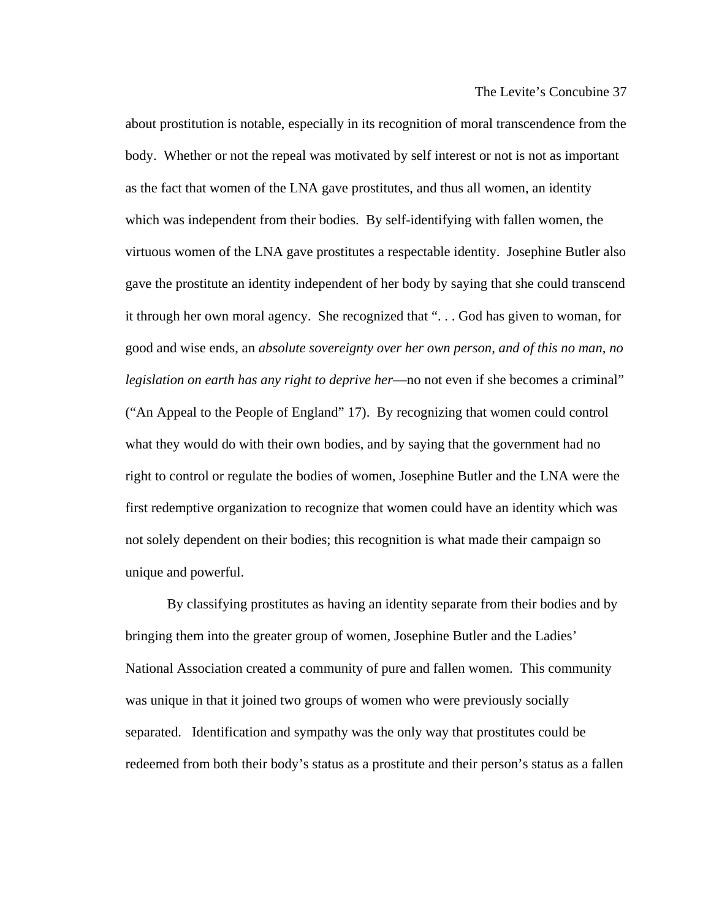about prostitution is notable, especially in its recognition of moral transcendence from the body. Whether or not the repeal was motivated by self interest or not is not as important as the fact that women of the LNA gave prostitutes, and thus all women, an identity which was independent from their bodies. By self-identifying with fallen women, the virtuous women of the LNA gave prostitutes a respectable identity. Josephine Butler also gave the prostitute an identity independent of her body by saying that she could transcend it through her own moral agency. She recognized that ". . . God has given to woman, for good and wise ends, an *absolute sovereignty over her own person, and of this no man, no legislation on earth has any right to deprive her*—no not even if she becomes a criminal" ("An Appeal to the People of England" 17). By recognizing that women could control what they would do with their own bodies, and by saying that the government had no right to control or regulate the bodies of women, Josephine Butler and the LNA were the first redemptive organization to recognize that women could have an identity which was not solely dependent on their bodies; this recognition is what made their campaign so unique and powerful.

By classifying prostitutes as having an identity separate from their bodies and by bringing them into the greater group of women, Josephine Butler and the Ladies' National Association created a community of pure and fallen women. This community was unique in that it joined two groups of women who were previously socially separated. Identification and sympathy was the only way that prostitutes could be redeemed from both their body's status as a prostitute and their person's status as a fallen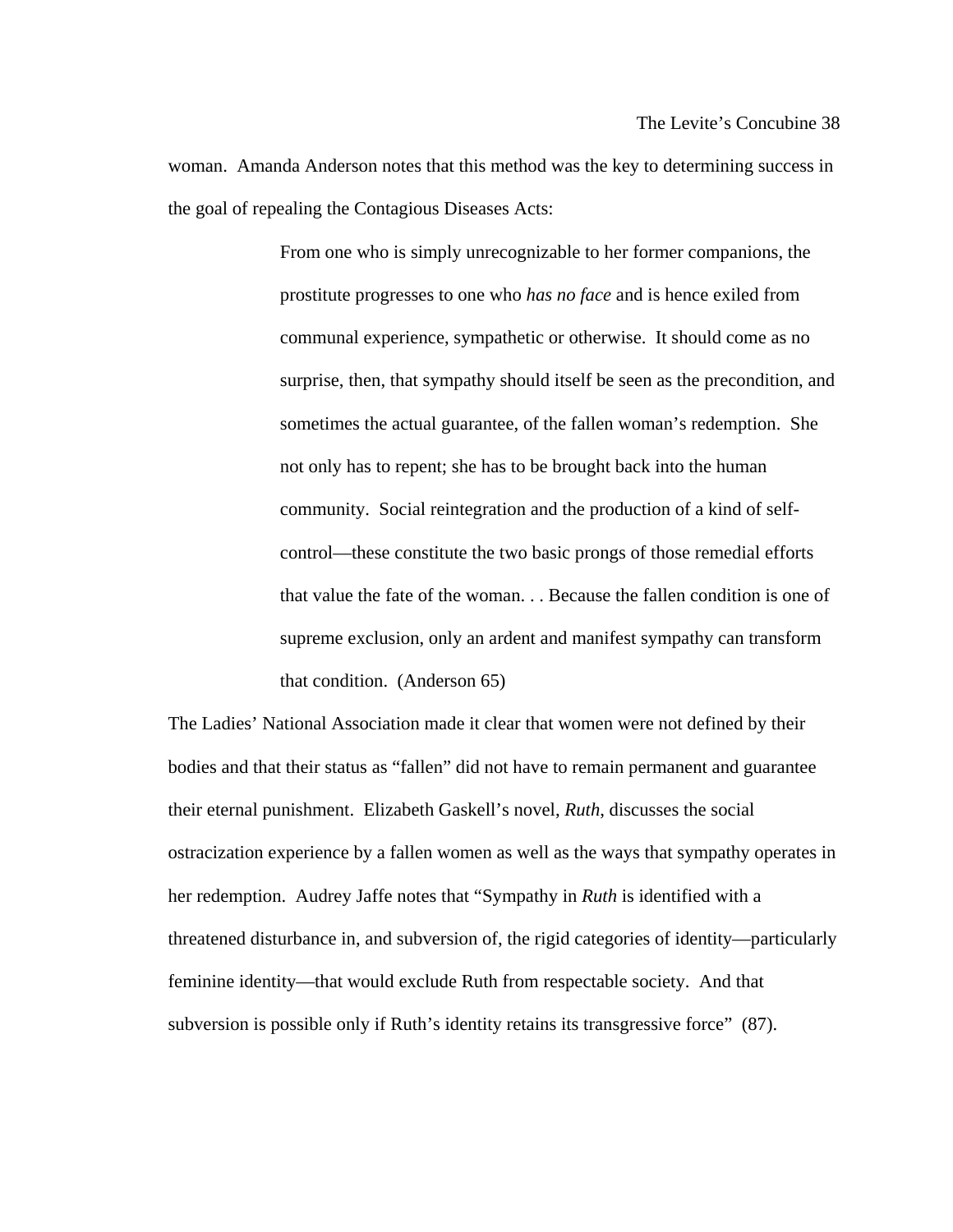woman.  Amanda Anderson notes that this method was the key to determining success in the goal of repealing the Contagious Diseases Acts:

> From one who is simply unrecognizable to her former companions, the prostitute progresses to one who *has no face* and is hence exiled from communal experience, sympathetic or otherwise.  It should come as no surprise, then, that sympathy should itself be seen as the precondition, and sometimes the actual guarantee, of the fallen woman's redemption.  She not only has to repent; she has to be brought back into the human community.  Social reintegration and the production of a kind of self-control—these constitute the two basic prongs of those remedial efforts that value the fate of the woman. . . Because the fallen condition is one of supreme exclusion, only an ardent and manifest sympathy can transform that condition.  (Anderson 65)

The Ladies' National Association made it clear that women were not defined by their bodies and that their status as "fallen" did not have to remain permanent and guarantee their eternal punishment.  Elizabeth Gaskell's novel, *Ruth*, discusses the social ostracization experience by a fallen women as well as the ways that sympathy operates in her redemption.  Audrey Jaffe notes that "Sympathy in *Ruth* is identified with a threatened disturbance in, and subversion of, the rigid categories of identity—particularly feminine identity—that would exclude Ruth from respectable society.  And that subversion is possible only if Ruth's identity retains its transgressive force"  (87).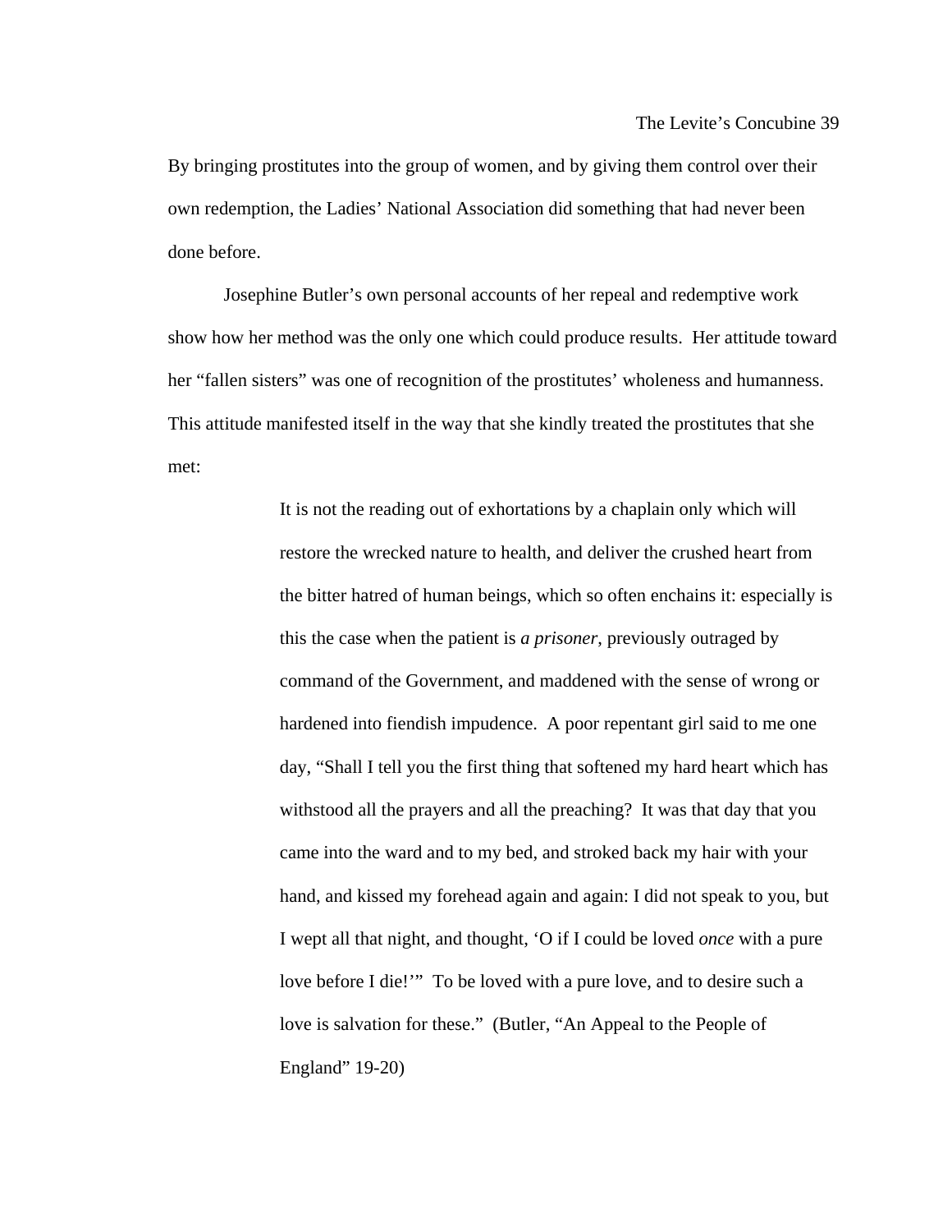By bringing prostitutes into the group of women, and by giving them control over their own redemption, the Ladies' National Association did something that had never been done before.

Josephine Butler's own personal accounts of her repeal and redemptive work show how her method was the only one which could produce results. Her attitude toward her "fallen sisters" was one of recognition of the prostitutes' wholeness and humanness. This attitude manifested itself in the way that she kindly treated the prostitutes that she met:

> It is not the reading out of exhortations by a chaplain only which will restore the wrecked nature to health, and deliver the crushed heart from the bitter hatred of human beings, which so often enchains it: especially is this the case when the patient is *a prisoner*, previously outraged by command of the Government, and maddened with the sense of wrong or hardened into fiendish impudence. A poor repentant girl said to me one day, "Shall I tell you the first thing that softened my hard heart which has withstood all the prayers and all the preaching? It was that day that you came into the ward and to my bed, and stroked back my hair with your hand, and kissed my forehead again and again: I did not speak to you, but I wept all that night, and thought, 'O if I could be loved *once* with a pure love before I die!'" To be loved with a pure love, and to desire such a love is salvation for these." (Butler, "An Appeal to the People of England" 19-20)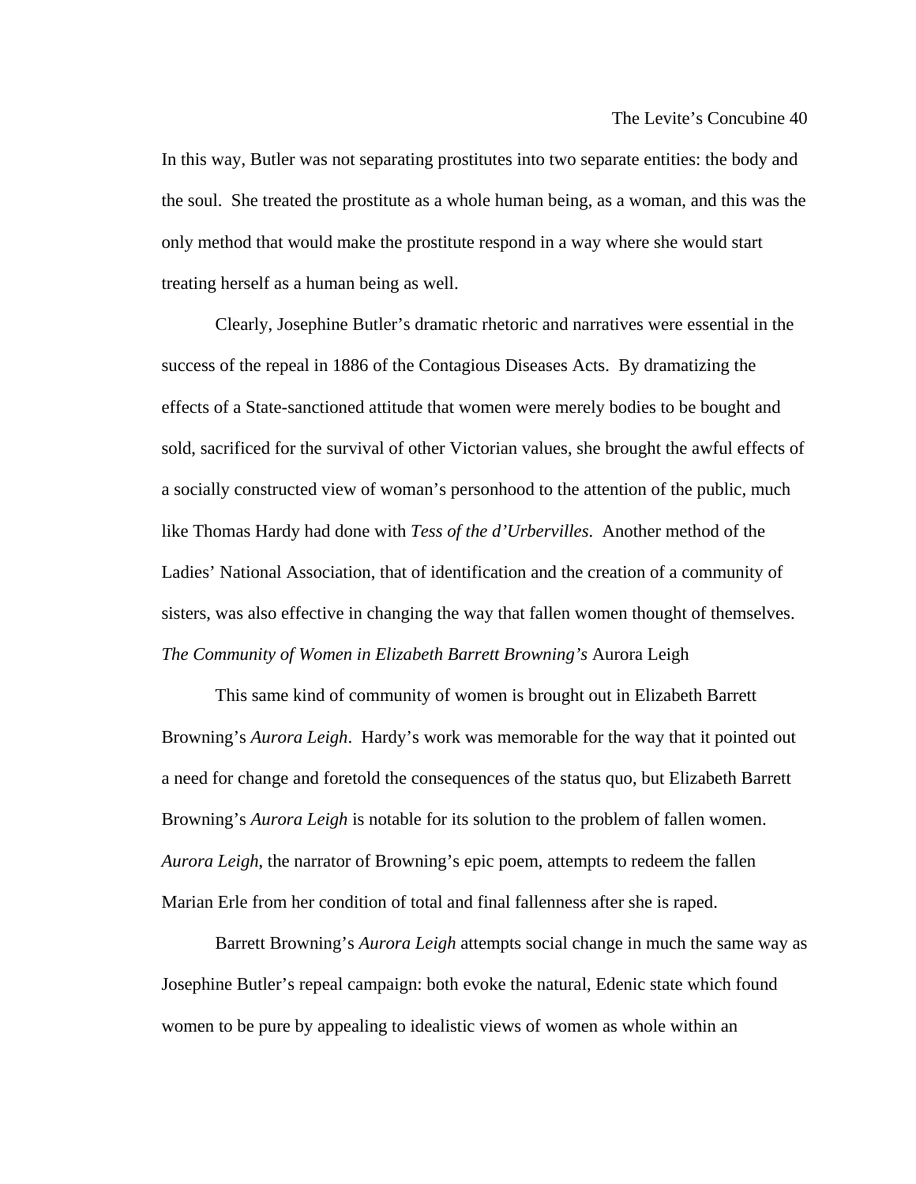In this way, Butler was not separating prostitutes into two separate entities: the body and the soul. She treated the prostitute as a whole human being, as a woman, and this was the only method that would make the prostitute respond in a way where she would start treating herself as a human being as well.

Clearly, Josephine Butler's dramatic rhetoric and narratives were essential in the success of the repeal in 1886 of the Contagious Diseases Acts. By dramatizing the effects of a State-sanctioned attitude that women were merely bodies to be bought and sold, sacrificed for the survival of other Victorian values, she brought the awful effects of a socially constructed view of woman's personhood to the attention of the public, much like Thomas Hardy had done with *Tess of the d'Urbervilles*. Another method of the Ladies' National Association, that of identification and the creation of a community of sisters, was also effective in changing the way that fallen women thought of themselves.

## *The Community of Women in Elizabeth Barrett Browning's* Aurora Leigh

This same kind of community of women is brought out in Elizabeth Barrett Browning's *Aurora Leigh*. Hardy's work was memorable for the way that it pointed out a need for change and foretold the consequences of the status quo, but Elizabeth Barrett Browning's *Aurora Leigh* is notable for its solution to the problem of fallen women. *Aurora Leigh*, the narrator of Browning's epic poem, attempts to redeem the fallen Marian Erle from her condition of total and final fallenness after she is raped.

Barrett Browning's *Aurora Leigh* attempts social change in much the same way as Josephine Butler's repeal campaign: both evoke the natural, Edenic state which found women to be pure by appealing to idealistic views of women as whole within an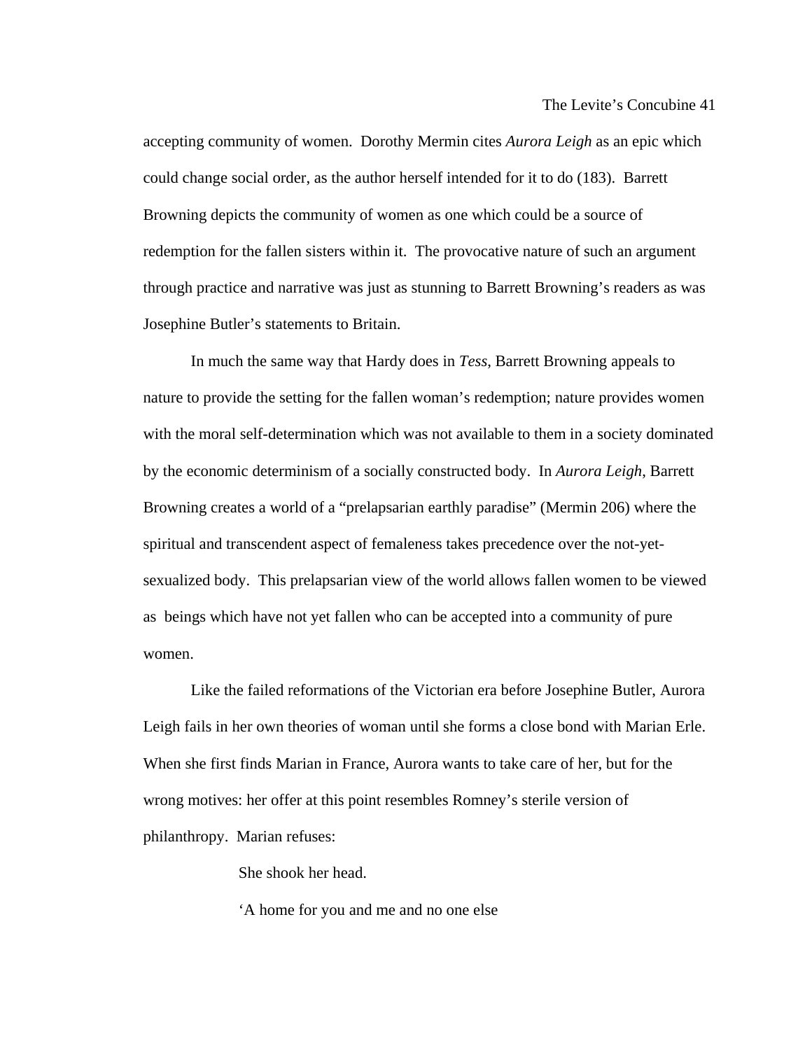accepting community of women. Dorothy Mermin cites *Aurora Leigh* as an epic which could change social order, as the author herself intended for it to do (183). Barrett Browning depicts the community of women as one which could be a source of redemption for the fallen sisters within it. The provocative nature of such an argument through practice and narrative was just as stunning to Barrett Browning's readers as was Josephine Butler's statements to Britain.

In much the same way that Hardy does in *Tess*, Barrett Browning appeals to nature to provide the setting for the fallen woman's redemption; nature provides women with the moral self-determination which was not available to them in a society dominated by the economic determinism of a socially constructed body. In *Aurora Leigh*, Barrett Browning creates a world of a "prelapsarian earthly paradise" (Mermin 206) where the spiritual and transcendent aspect of femaleness takes precedence over the not-yet-sexualized body. This prelapsarian view of the world allows fallen women to be viewed as beings which have not yet fallen who can be accepted into a community of pure women.

Like the failed reformations of the Victorian era before Josephine Butler, Aurora Leigh fails in her own theories of woman until she forms a close bond with Marian Erle. When she first finds Marian in France, Aurora wants to take care of her, but for the wrong motives: her offer at this point resembles Romney's sterile version of philanthropy. Marian refuses:

> She shook her head.
>
> 'A home for you and me and no one else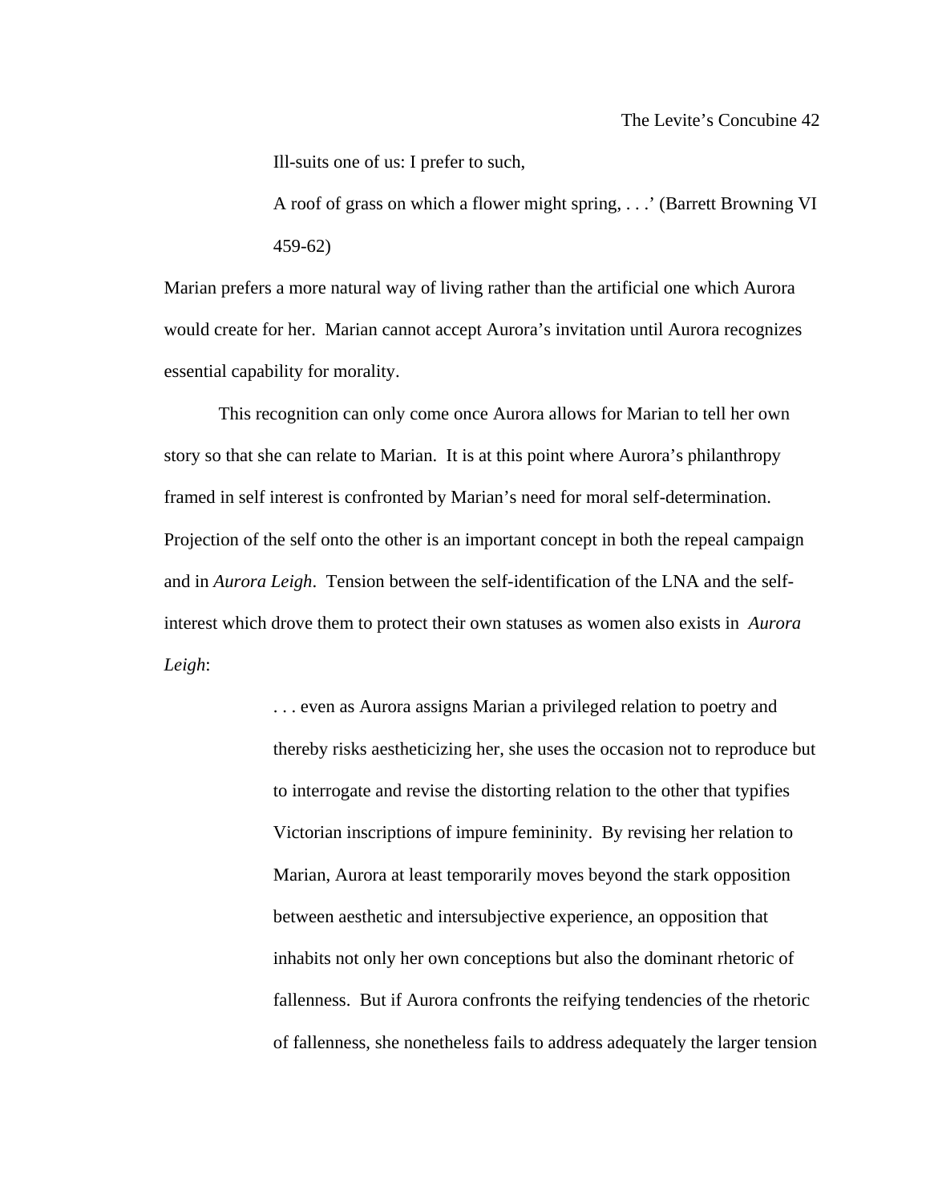> Ill-suits one of us: I prefer to such,
>
> A roof of grass on which a flower might spring, . . .' (Barrett Browning VI 459-62)

Marian prefers a more natural way of living rather than the artificial one which Aurora would create for her. Marian cannot accept Aurora's invitation until Aurora recognizes essential capability for morality.

This recognition can only come once Aurora allows for Marian to tell her own story so that she can relate to Marian. It is at this point where Aurora's philanthropy framed in self interest is confronted by Marian's need for moral self-determination. Projection of the self onto the other is an important concept in both the repeal campaign and in *Aurora Leigh*. Tension between the self-identification of the LNA and the self-interest which drove them to protect their own statuses as women also exists in *Aurora Leigh*:

> . . . even as Aurora assigns Marian a privileged relation to poetry and thereby risks aestheticizing her, she uses the occasion not to reproduce but to interrogate and revise the distorting relation to the other that typifies Victorian inscriptions of impure femininity. By revising her relation to Marian, Aurora at least temporarily moves beyond the stark opposition between aesthetic and intersubjective experience, an opposition that inhabits not only her own conceptions but also the dominant rhetoric of fallenness. But if Aurora confronts the reifying tendencies of the rhetoric of fallenness, she nonetheless fails to address adequately the larger tension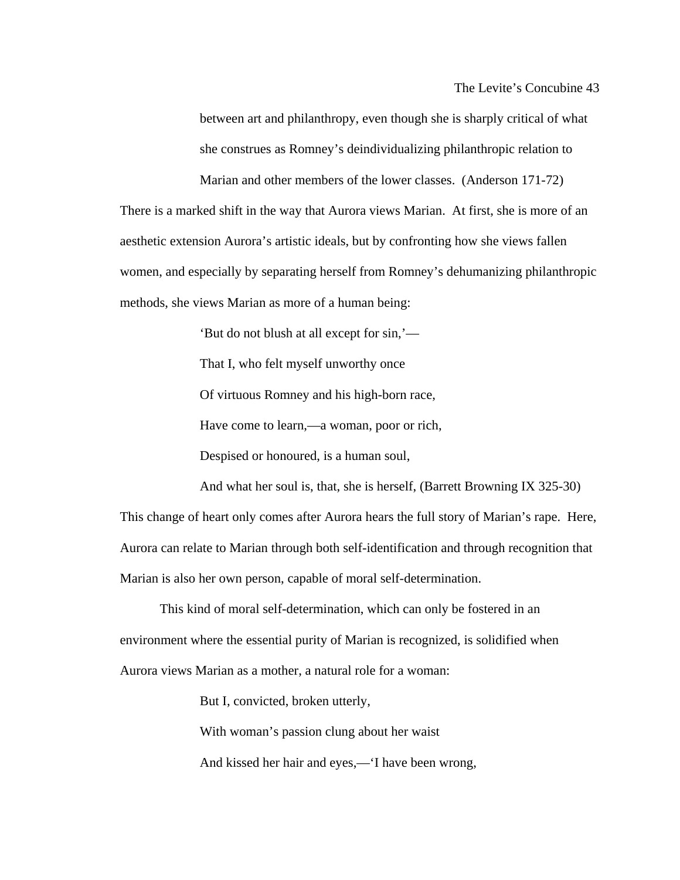> between art and philanthropy, even though she is sharply critical of what she construes as Romney's deindividualizing philanthropic relation to Marian and other members of the lower classes. (Anderson 171-72)

There is a marked shift in the way that Aurora views Marian. At first, she is more of an aesthetic extension Aurora's artistic ideals, but by confronting how she views fallen women, and especially by separating herself from Romney's dehumanizing philanthropic methods, she views Marian as more of a human being:

> 'But do not blush at all except for sin,'—
>
> That I, who felt myself unworthy once
>
> Of virtuous Romney and his high-born race,
>
> Have come to learn,—a woman, poor or rich,
>
> Despised or honoured, is a human soul,
>
> And what her soul is, that, she is herself, (Barrett Browning IX 325-30)

This change of heart only comes after Aurora hears the full story of Marian's rape. Here, Aurora can relate to Marian through both self-identification and through recognition that Marian is also her own person, capable of moral self-determination.

This kind of moral self-determination, which can only be fostered in an environment where the essential purity of Marian is recognized, is solidified when Aurora views Marian as a mother, a natural role for a woman:

> But I, convicted, broken utterly,
>
> With woman's passion clung about her waist
>
> And kissed her hair and eyes,—'I have been wrong,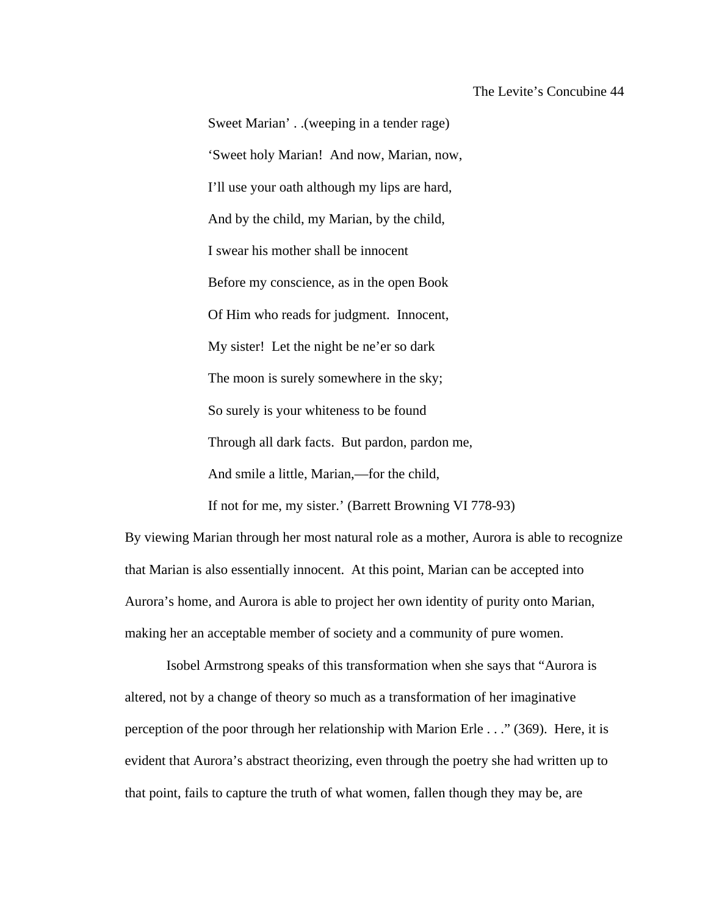> Sweet Marian' . .(weeping in a tender rage)
> 'Sweet holy Marian!  And now, Marian, now,
> I'll use your oath although my lips are hard,
> And by the child, my Marian, by the child,
> I swear his mother shall be innocent
> Before my conscience, as in the open Book
> Of Him who reads for judgment.  Innocent,
> My sister!  Let the night be ne'er so dark
> The moon is surely somewhere in the sky;
> So surely is your whiteness to be found
> Through all dark facts.  But pardon, pardon me,
> And smile a little, Marian,—for the child,
> If not for me, my sister.' (Barrett Browning VI 778-93)

By viewing Marian through her most natural role as a mother, Aurora is able to recognize that Marian is also essentially innocent.  At this point, Marian can be accepted into Aurora's home, and Aurora is able to project her own identity of purity onto Marian, making her an acceptable member of society and a community of pure women.

Isobel Armstrong speaks of this transformation when she says that "Aurora is altered, not by a change of theory so much as a transformation of her imaginative perception of the poor through her relationship with Marion Erle . . ." (369).  Here, it is evident that Aurora's abstract theorizing, even through the poetry she had written up to that point, fails to capture the truth of what women, fallen though they may be, are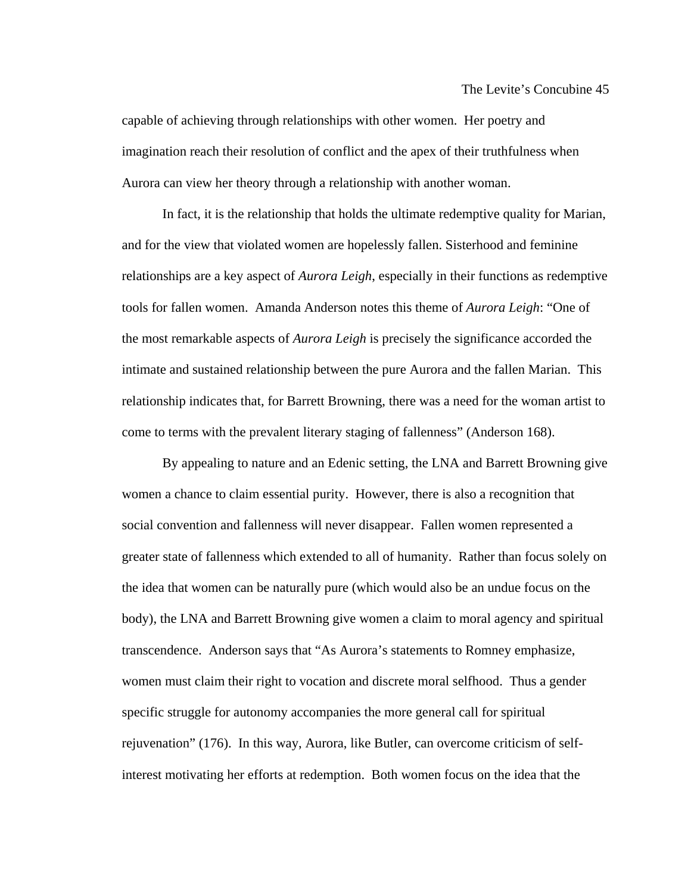capable of achieving through relationships with other women. Her poetry and imagination reach their resolution of conflict and the apex of their truthfulness when Aurora can view her theory through a relationship with another woman.

In fact, it is the relationship that holds the ultimate redemptive quality for Marian, and for the view that violated women are hopelessly fallen. Sisterhood and feminine relationships are a key aspect of *Aurora Leigh*, especially in their functions as redemptive tools for fallen women. Amanda Anderson notes this theme of *Aurora Leigh*: "One of the most remarkable aspects of *Aurora Leigh* is precisely the significance accorded the intimate and sustained relationship between the pure Aurora and the fallen Marian. This relationship indicates that, for Barrett Browning, there was a need for the woman artist to come to terms with the prevalent literary staging of fallenness" (Anderson 168).

By appealing to nature and an Edenic setting, the LNA and Barrett Browning give women a chance to claim essential purity. However, there is also a recognition that social convention and fallenness will never disappear. Fallen women represented a greater state of fallenness which extended to all of humanity. Rather than focus solely on the idea that women can be naturally pure (which would also be an undue focus on the body), the LNA and Barrett Browning give women a claim to moral agency and spiritual transcendence. Anderson says that "As Aurora's statements to Romney emphasize, women must claim their right to vocation and discrete moral selfhood. Thus a gender specific struggle for autonomy accompanies the more general call for spiritual rejuvenation" (176). In this way, Aurora, like Butler, can overcome criticism of self-interest motivating her efforts at redemption. Both women focus on the idea that the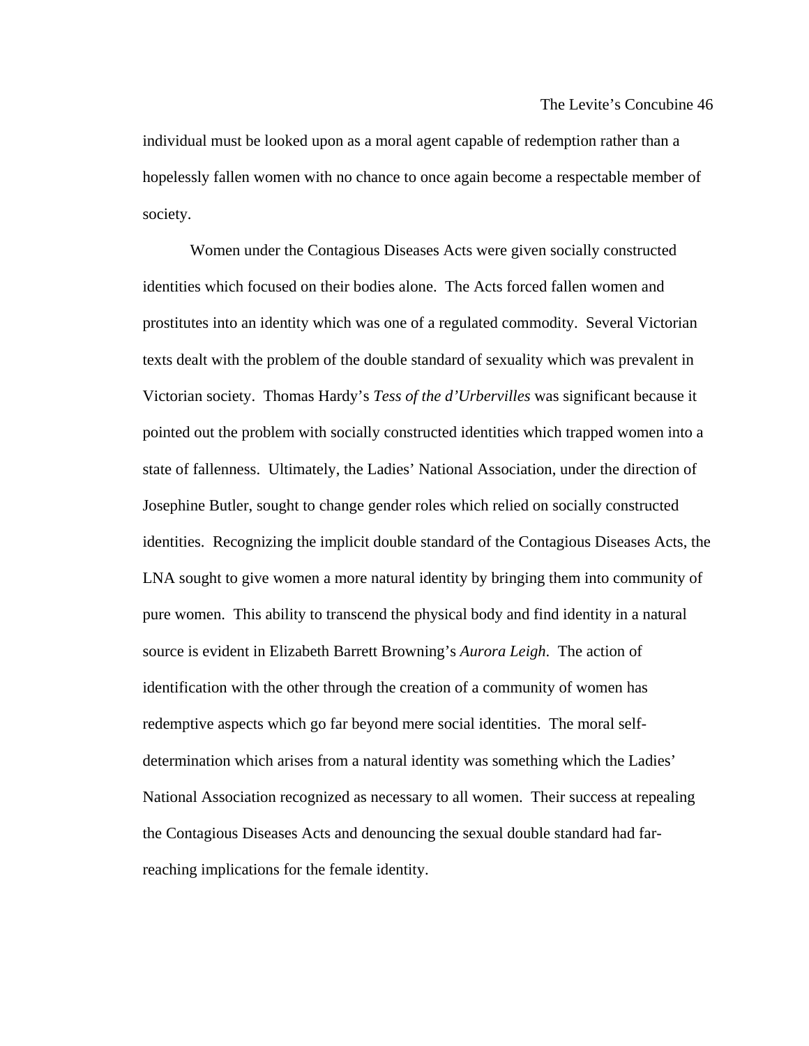individual must be looked upon as a moral agent capable of redemption rather than a hopelessly fallen women with no chance to once again become a respectable member of society.

Women under the Contagious Diseases Acts were given socially constructed identities which focused on their bodies alone. The Acts forced fallen women and prostitutes into an identity which was one of a regulated commodity. Several Victorian texts dealt with the problem of the double standard of sexuality which was prevalent in Victorian society. Thomas Hardy's *Tess of the d'Urbervilles* was significant because it pointed out the problem with socially constructed identities which trapped women into a state of fallenness. Ultimately, the Ladies' National Association, under the direction of Josephine Butler, sought to change gender roles which relied on socially constructed identities. Recognizing the implicit double standard of the Contagious Diseases Acts, the LNA sought to give women a more natural identity by bringing them into community of pure women. This ability to transcend the physical body and find identity in a natural source is evident in Elizabeth Barrett Browning's *Aurora Leigh*. The action of identification with the other through the creation of a community of women has redemptive aspects which go far beyond mere social identities. The moral self-determination which arises from a natural identity was something which the Ladies' National Association recognized as necessary to all women. Their success at repealing the Contagious Diseases Acts and denouncing the sexual double standard had far-reaching implications for the female identity.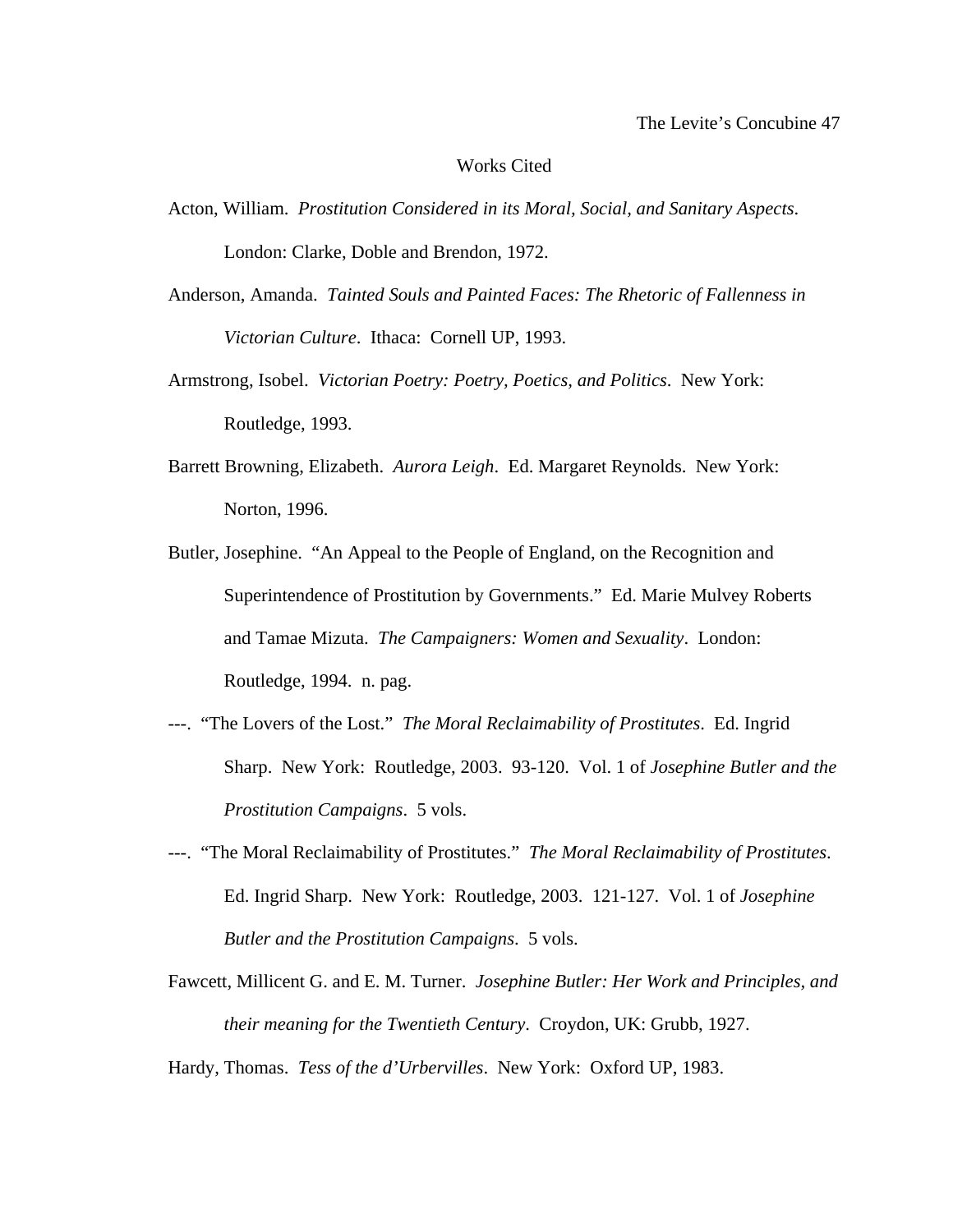# Works Cited

Acton, William. *Prostitution Considered in its Moral, Social, and Sanitary Aspects*. London: Clarke, Doble and Brendon, 1972.

Anderson, Amanda. *Tainted Souls and Painted Faces: The Rhetoric of Fallenness in Victorian Culture*. Ithaca: Cornell UP, 1993.

Armstrong, Isobel. *Victorian Poetry: Poetry, Poetics, and Politics*. New York: Routledge, 1993.

Barrett Browning, Elizabeth. *Aurora Leigh*. Ed. Margaret Reynolds. New York: Norton, 1996.

Butler, Josephine. "An Appeal to the People of England, on the Recognition and Superintendence of Prostitution by Governments." Ed. Marie Mulvey Roberts and Tamae Mizuta. *The Campaigners: Women and Sexuality*. London: Routledge, 1994. n. pag.

---. "The Lovers of the Lost." *The Moral Reclaimability of Prostitutes*. Ed. Ingrid Sharp. New York: Routledge, 2003. 93-120. Vol. 1 of *Josephine Butler and the Prostitution Campaigns*. 5 vols.

---. "The Moral Reclaimability of Prostitutes." *The Moral Reclaimability of Prostitutes*. Ed. Ingrid Sharp. New York: Routledge, 2003. 121-127. Vol. 1 of *Josephine Butler and the Prostitution Campaigns*. 5 vols.

Fawcett, Millicent G. and E. M. Turner. *Josephine Butler: Her Work and Principles, and their meaning for the Twentieth Century*. Croydon, UK: Grubb, 1927.

Hardy, Thomas. *Tess of the d'Urbervilles*. New York: Oxford UP, 1983.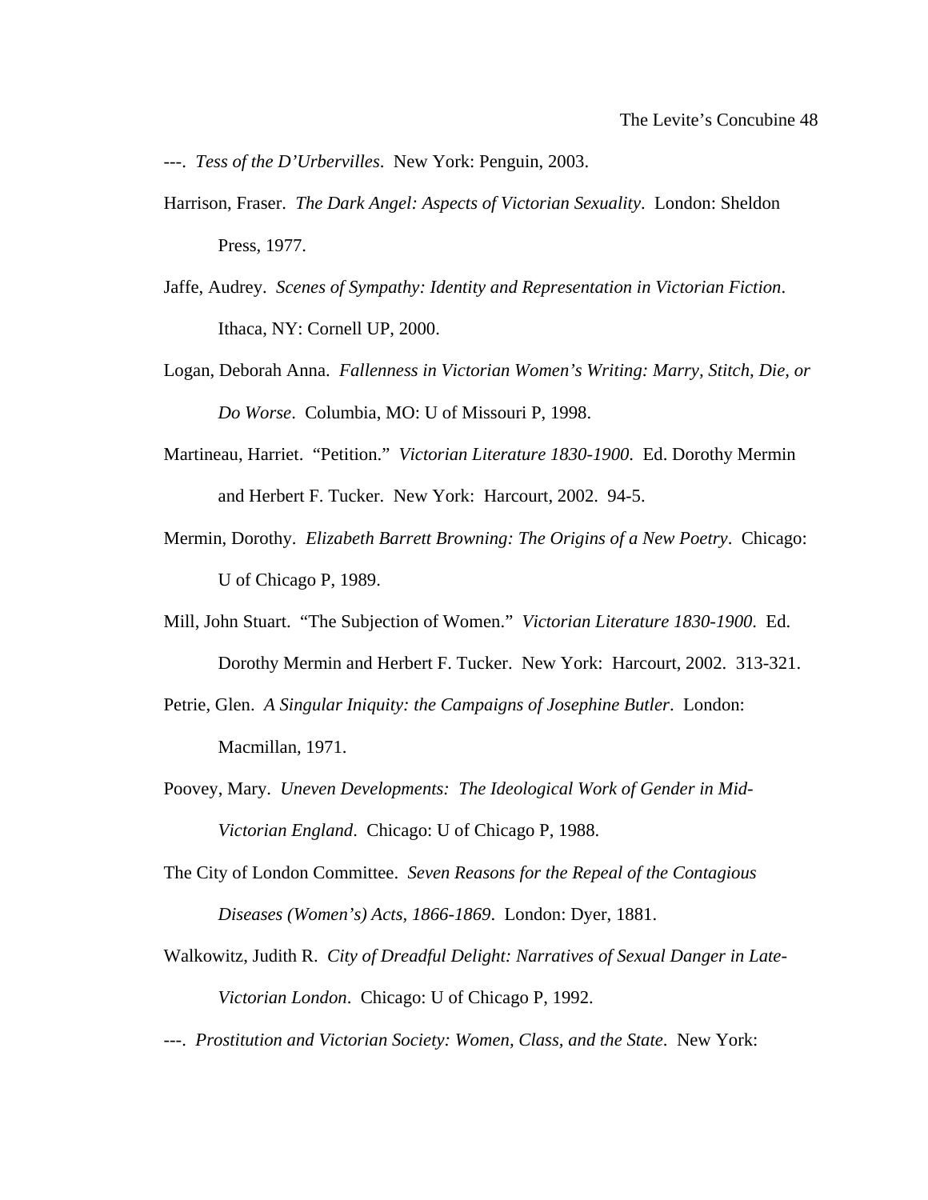---. *Tess of the D'Urbervilles*. New York: Penguin, 2003.

Harrison, Fraser. *The Dark Angel: Aspects of Victorian Sexuality*. London: Sheldon Press, 1977.

Jaffe, Audrey. *Scenes of Sympathy: Identity and Representation in Victorian Fiction*. Ithaca, NY: Cornell UP, 2000.

Logan, Deborah Anna. *Fallenness in Victorian Women's Writing: Marry, Stitch, Die, or Do Worse*. Columbia, MO: U of Missouri P, 1998.

Martineau, Harriet. "Petition." *Victorian Literature 1830-1900*. Ed. Dorothy Mermin and Herbert F. Tucker. New York: Harcourt, 2002. 94-5.

Mermin, Dorothy. *Elizabeth Barrett Browning: The Origins of a New Poetry*. Chicago: U of Chicago P, 1989.

Mill, John Stuart. "The Subjection of Women." *Victorian Literature 1830-1900*. Ed. Dorothy Mermin and Herbert F. Tucker. New York: Harcourt, 2002. 313-321.

Petrie, Glen. *A Singular Iniquity: the Campaigns of Josephine Butler*. London: Macmillan, 1971.

Poovey, Mary. *Uneven Developments: The Ideological Work of Gender in Mid-Victorian England*. Chicago: U of Chicago P, 1988.

The City of London Committee. *Seven Reasons for the Repeal of the Contagious Diseases (Women's) Acts, 1866-1869*. London: Dyer, 1881.

Walkowitz, Judith R. *City of Dreadful Delight: Narratives of Sexual Danger in Late-Victorian London*. Chicago: U of Chicago P, 1992.

---. *Prostitution and Victorian Society: Women, Class, and the State*. New York: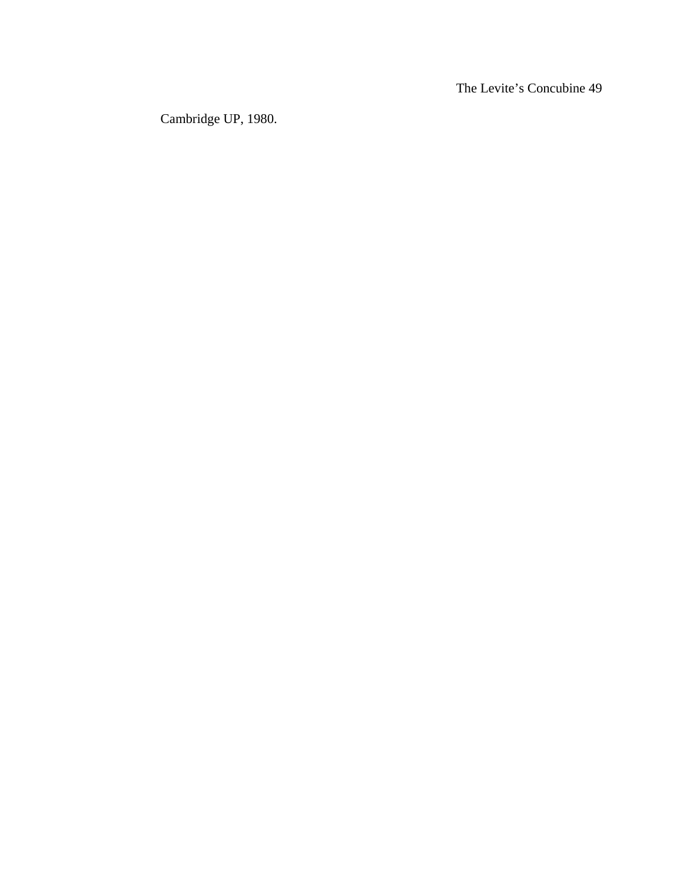Cambridge UP, 1980.